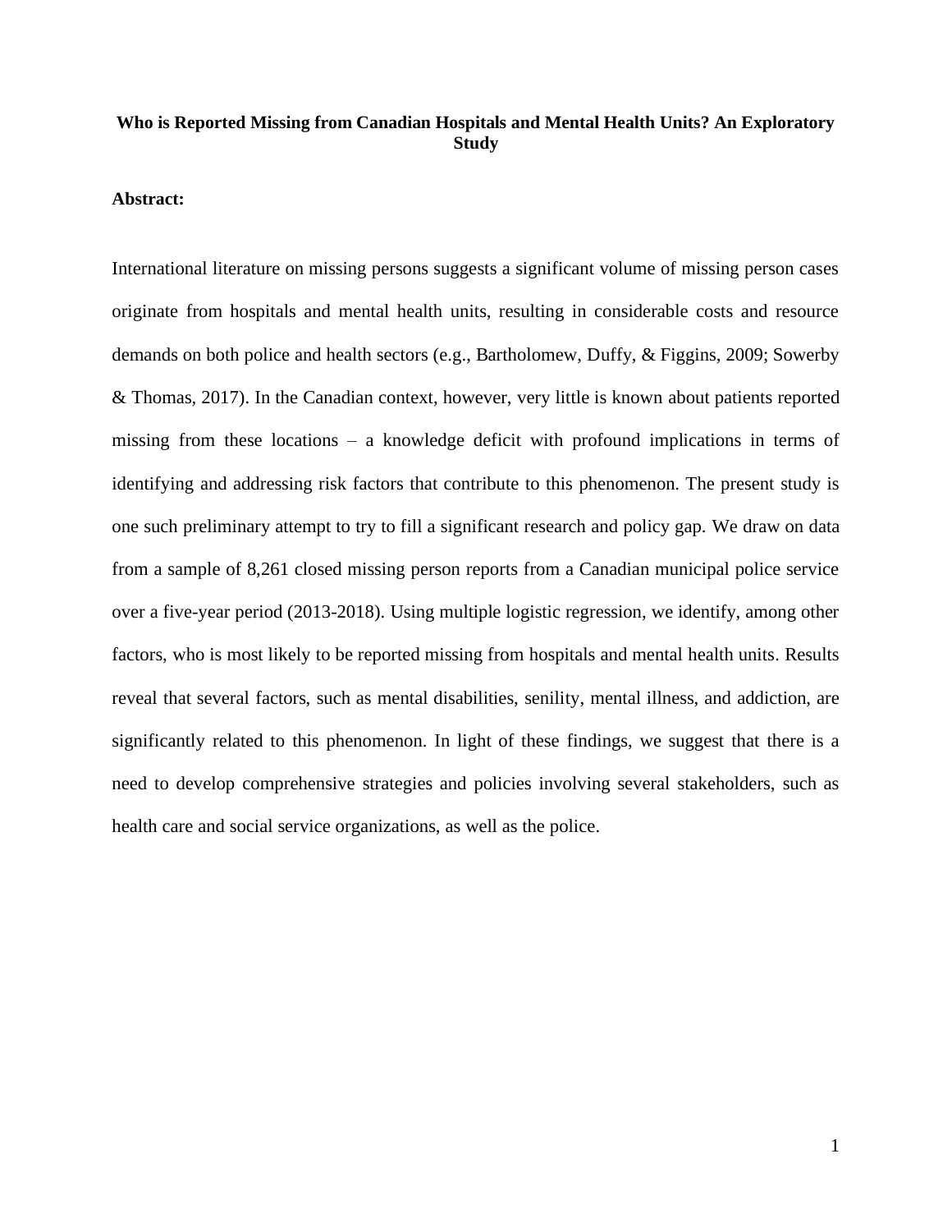# Who is Reported Missing from Canadian Hospitals and Mental Health Units? An Exploratory Study

**Abstract:**

International literature on missing persons suggests a significant volume of missing person cases originate from hospitals and mental health units, resulting in considerable costs and resource demands on both police and health sectors (e.g., Bartholomew, Duffy, & Figgins, 2009; Sowerby & Thomas, 2017). In the Canadian context, however, very little is known about patients reported missing from these locations – a knowledge deficit with profound implications in terms of identifying and addressing risk factors that contribute to this phenomenon. The present study is one such preliminary attempt to try to fill a significant research and policy gap. We draw on data from a sample of 8,261 closed missing person reports from a Canadian municipal police service over a five-year period (2013-2018). Using multiple logistic regression, we identify, among other factors, who is most likely to be reported missing from hospitals and mental health units. Results reveal that several factors, such as mental disabilities, senility, mental illness, and addiction, are significantly related to this phenomenon. In light of these findings, we suggest that there is a need to develop comprehensive strategies and policies involving several stakeholders, such as health care and social service organizations, as well as the police.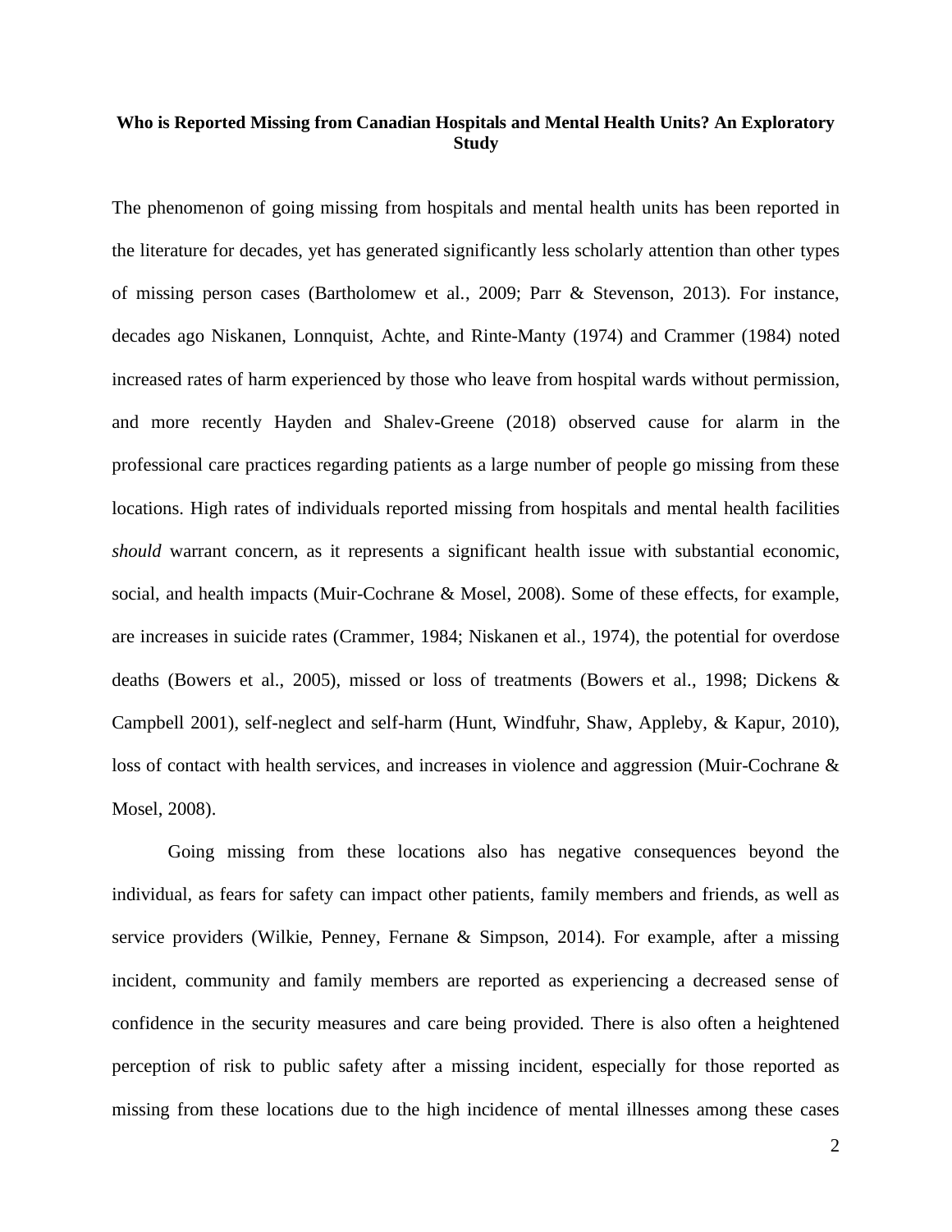**Who is Reported Missing from Canadian Hospitals and Mental Health Units? An Exploratory Study**

The phenomenon of going missing from hospitals and mental health units has been reported in the literature for decades, yet has generated significantly less scholarly attention than other types of missing person cases (Bartholomew et al., 2009; Parr & Stevenson, 2013). For instance, decades ago Niskanen, Lonnquist, Achte, and Rinte-Manty (1974) and Crammer (1984) noted increased rates of harm experienced by those who leave from hospital wards without permission, and more recently Hayden and Shalev-Greene (2018) observed cause for alarm in the professional care practices regarding patients as a large number of people go missing from these locations. High rates of individuals reported missing from hospitals and mental health facilities *should* warrant concern, as it represents a significant health issue with substantial economic, social, and health impacts (Muir-Cochrane & Mosel, 2008). Some of these effects, for example, are increases in suicide rates (Crammer, 1984; Niskanen et al., 1974), the potential for overdose deaths (Bowers et al., 2005), missed or loss of treatments (Bowers et al., 1998; Dickens & Campbell 2001), self-neglect and self-harm (Hunt, Windfuhr, Shaw, Appleby, & Kapur, 2010), loss of contact with health services, and increases in violence and aggression (Muir-Cochrane & Mosel, 2008).

Going missing from these locations also has negative consequences beyond the individual, as fears for safety can impact other patients, family members and friends, as well as service providers (Wilkie, Penney, Fernane & Simpson, 2014). For example, after a missing incident, community and family members are reported as experiencing a decreased sense of confidence in the security measures and care being provided. There is also often a heightened perception of risk to public safety after a missing incident, especially for those reported as missing from these locations due to the high incidence of mental illnesses among these cases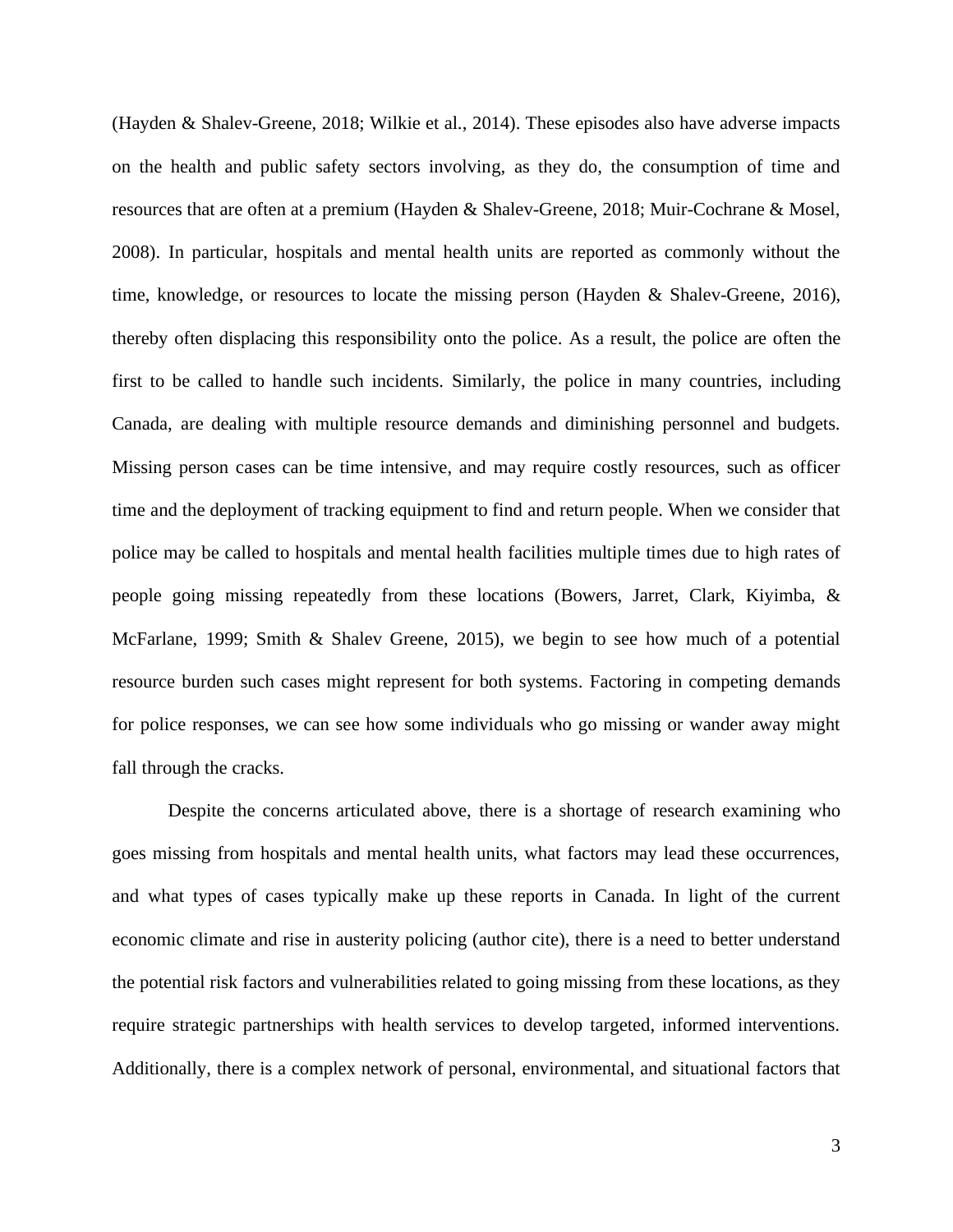(Hayden & Shalev-Greene, 2018; Wilkie et al., 2014). These episodes also have adverse impacts on the health and public safety sectors involving, as they do, the consumption of time and resources that are often at a premium (Hayden & Shalev-Greene, 2018; Muir-Cochrane & Mosel, 2008). In particular, hospitals and mental health units are reported as commonly without the time, knowledge, or resources to locate the missing person (Hayden & Shalev-Greene, 2016), thereby often displacing this responsibility onto the police. As a result, the police are often the first to be called to handle such incidents. Similarly, the police in many countries, including Canada, are dealing with multiple resource demands and diminishing personnel and budgets. Missing person cases can be time intensive, and may require costly resources, such as officer time and the deployment of tracking equipment to find and return people. When we consider that police may be called to hospitals and mental health facilities multiple times due to high rates of people going missing repeatedly from these locations (Bowers, Jarret, Clark, Kiyimba, & McFarlane, 1999; Smith & Shalev Greene, 2015), we begin to see how much of a potential resource burden such cases might represent for both systems. Factoring in competing demands for police responses, we can see how some individuals who go missing or wander away might fall through the cracks.

Despite the concerns articulated above, there is a shortage of research examining who goes missing from hospitals and mental health units, what factors may lead these occurrences, and what types of cases typically make up these reports in Canada. In light of the current economic climate and rise in austerity policing (author cite), there is a need to better understand the potential risk factors and vulnerabilities related to going missing from these locations, as they require strategic partnerships with health services to develop targeted, informed interventions. Additionally, there is a complex network of personal, environmental, and situational factors that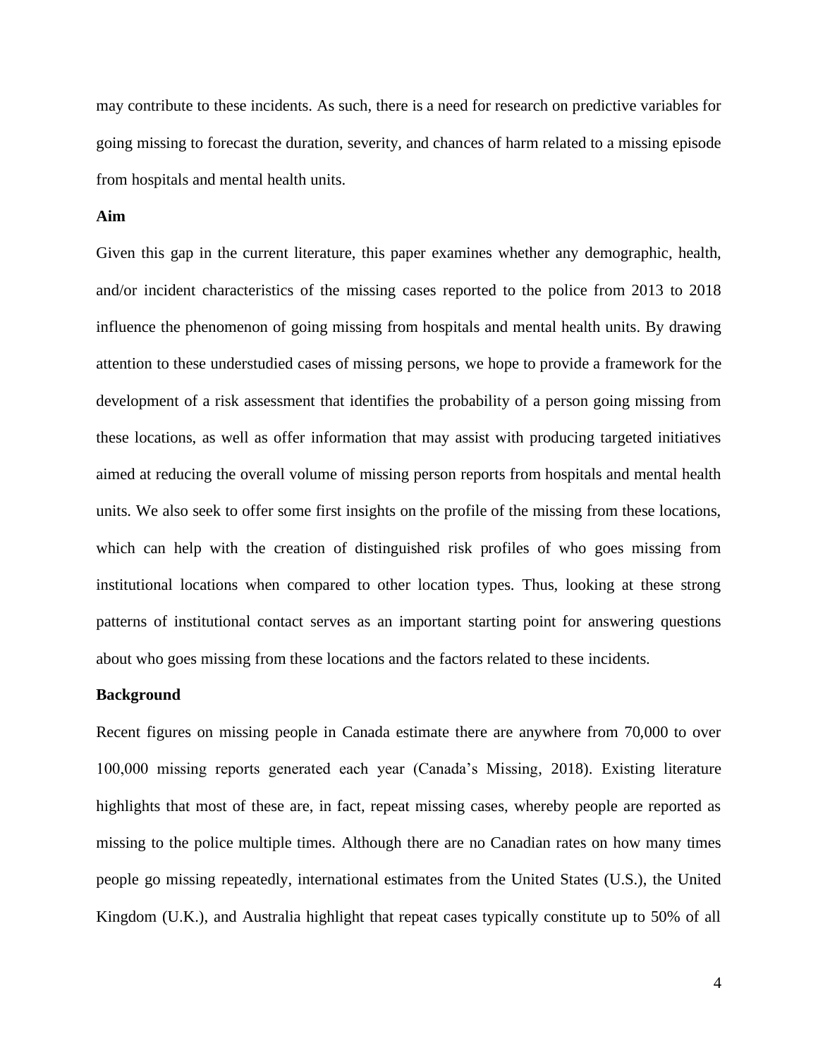may contribute to these incidents. As such, there is a need for research on predictive variables for going missing to forecast the duration, severity, and chances of harm related to a missing episode from hospitals and mental health units.

**Aim**

Given this gap in the current literature, this paper examines whether any demographic, health, and/or incident characteristics of the missing cases reported to the police from 2013 to 2018 influence the phenomenon of going missing from hospitals and mental health units. By drawing attention to these understudied cases of missing persons, we hope to provide a framework for the development of a risk assessment that identifies the probability of a person going missing from these locations, as well as offer information that may assist with producing targeted initiatives aimed at reducing the overall volume of missing person reports from hospitals and mental health units. We also seek to offer some first insights on the profile of the missing from these locations, which can help with the creation of distinguished risk profiles of who goes missing from institutional locations when compared to other location types. Thus, looking at these strong patterns of institutional contact serves as an important starting point for answering questions about who goes missing from these locations and the factors related to these incidents.

**Background**

Recent figures on missing people in Canada estimate there are anywhere from 70,000 to over 100,000 missing reports generated each year (Canada's Missing, 2018). Existing literature highlights that most of these are, in fact, repeat missing cases, whereby people are reported as missing to the police multiple times. Although there are no Canadian rates on how many times people go missing repeatedly, international estimates from the United States (U.S.), the United Kingdom (U.K.), and Australia highlight that repeat cases typically constitute up to 50% of all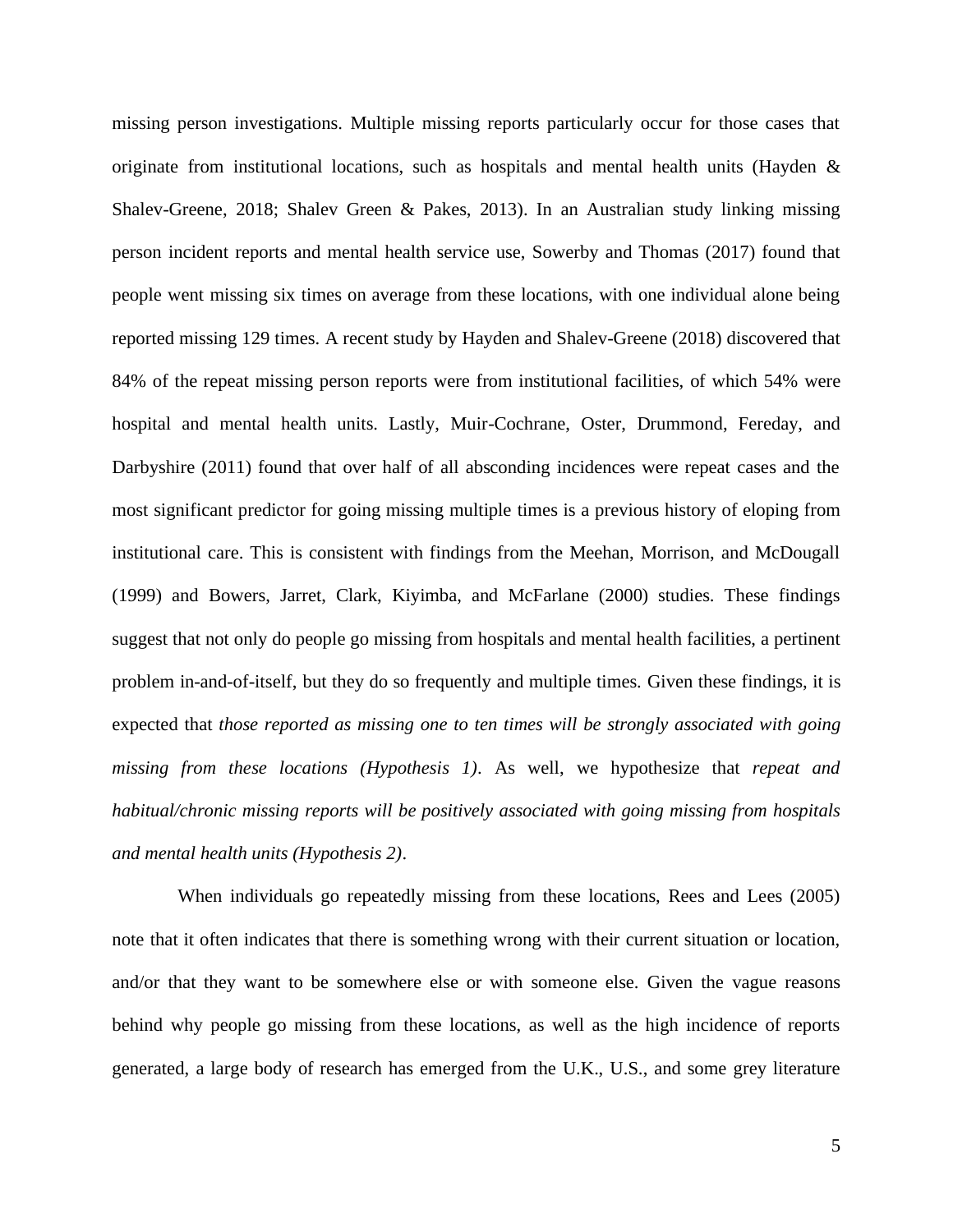missing person investigations. Multiple missing reports particularly occur for those cases that originate from institutional locations, such as hospitals and mental health units (Hayden & Shalev-Greene, 2018; Shalev Green & Pakes, 2013). In an Australian study linking missing person incident reports and mental health service use, Sowerby and Thomas (2017) found that people went missing six times on average from these locations, with one individual alone being reported missing 129 times. A recent study by Hayden and Shalev-Greene (2018) discovered that 84% of the repeat missing person reports were from institutional facilities, of which 54% were hospital and mental health units. Lastly, Muir-Cochrane, Oster, Drummond, Fereday, and Darbyshire (2011) found that over half of all absconding incidences were repeat cases and the most significant predictor for going missing multiple times is a previous history of eloping from institutional care. This is consistent with findings from the Meehan, Morrison, and McDougall (1999) and Bowers, Jarret, Clark, Kiyimba, and McFarlane (2000) studies. These findings suggest that not only do people go missing from hospitals and mental health facilities, a pertinent problem in-and-of-itself, but they do so frequently and multiple times. Given these findings, it is expected that *those reported as missing one to ten times will be strongly associated with going missing from these locations (Hypothesis 1)*. As well, we hypothesize that *repeat and habitual/chronic missing reports will be positively associated with going missing from hospitals and mental health units (Hypothesis 2)*.

When individuals go repeatedly missing from these locations, Rees and Lees (2005) note that it often indicates that there is something wrong with their current situation or location, and/or that they want to be somewhere else or with someone else. Given the vague reasons behind why people go missing from these locations, as well as the high incidence of reports generated, a large body of research has emerged from the U.K., U.S., and some grey literature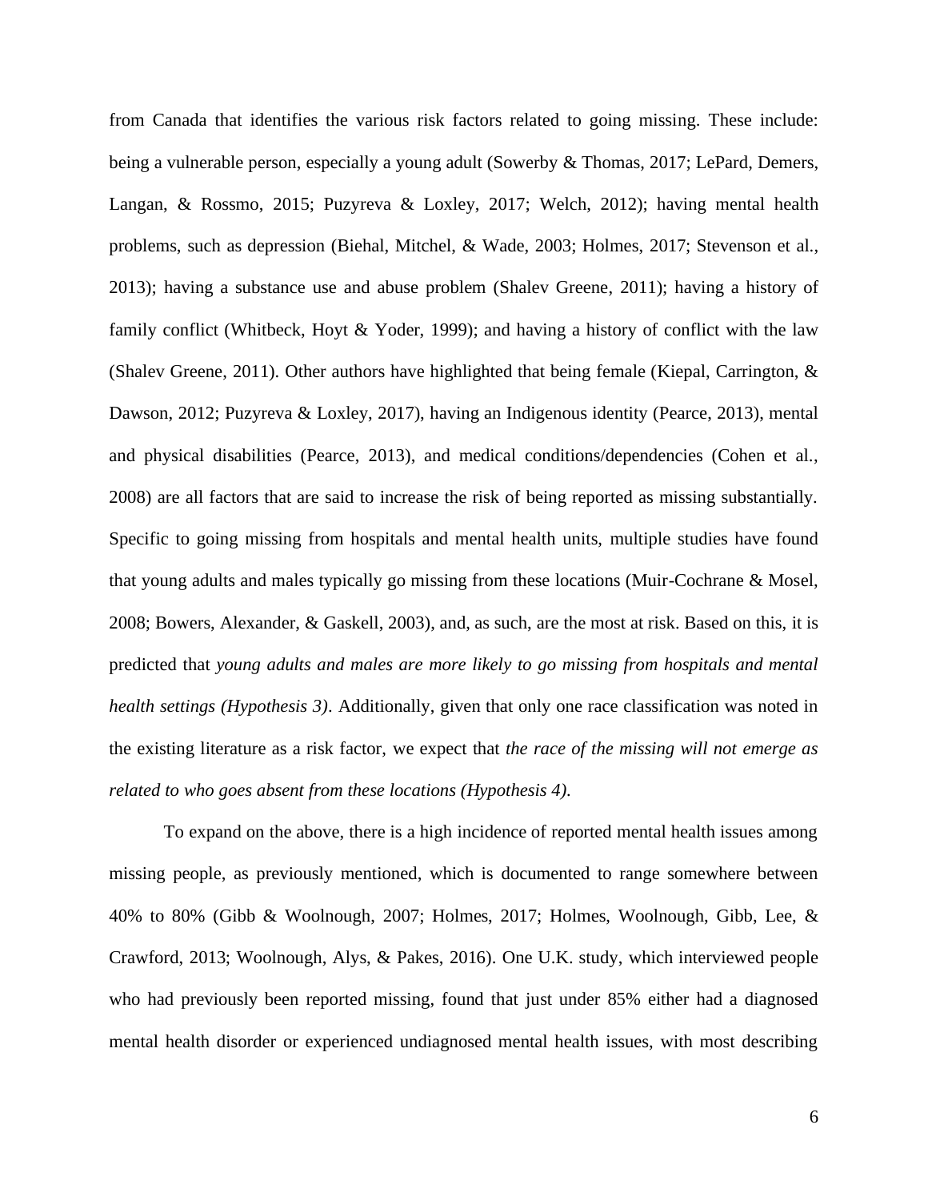from Canada that identifies the various risk factors related to going missing. These include: being a vulnerable person, especially a young adult (Sowerby & Thomas, 2017; LePard, Demers, Langan, & Rossmo, 2015; Puzyreva & Loxley, 2017; Welch, 2012); having mental health problems, such as depression (Biehal, Mitchel, & Wade, 2003; Holmes, 2017; Stevenson et al., 2013); having a substance use and abuse problem (Shalev Greene, 2011); having a history of family conflict (Whitbeck, Hoyt & Yoder, 1999); and having a history of conflict with the law (Shalev Greene, 2011). Other authors have highlighted that being female (Kiepal, Carrington, & Dawson, 2012; Puzyreva & Loxley, 2017), having an Indigenous identity (Pearce, 2013), mental and physical disabilities (Pearce, 2013), and medical conditions/dependencies (Cohen et al., 2008) are all factors that are said to increase the risk of being reported as missing substantially. Specific to going missing from hospitals and mental health units, multiple studies have found that young adults and males typically go missing from these locations (Muir-Cochrane & Mosel, 2008; Bowers, Alexander, & Gaskell, 2003), and, as such, are the most at risk. Based on this, it is predicted that *young adults and males are more likely to go missing from hospitals and mental health settings (Hypothesis 3)*. Additionally, given that only one race classification was noted in the existing literature as a risk factor, we expect that *the race of the missing will not emerge as related to who goes absent from these locations (Hypothesis 4).*

To expand on the above, there is a high incidence of reported mental health issues among missing people, as previously mentioned, which is documented to range somewhere between 40% to 80% (Gibb & Woolnough, 2007; Holmes, 2017; Holmes, Woolnough, Gibb, Lee, & Crawford, 2013; Woolnough, Alys, & Pakes, 2016). One U.K. study, which interviewed people who had previously been reported missing, found that just under 85% either had a diagnosed mental health disorder or experienced undiagnosed mental health issues, with most describing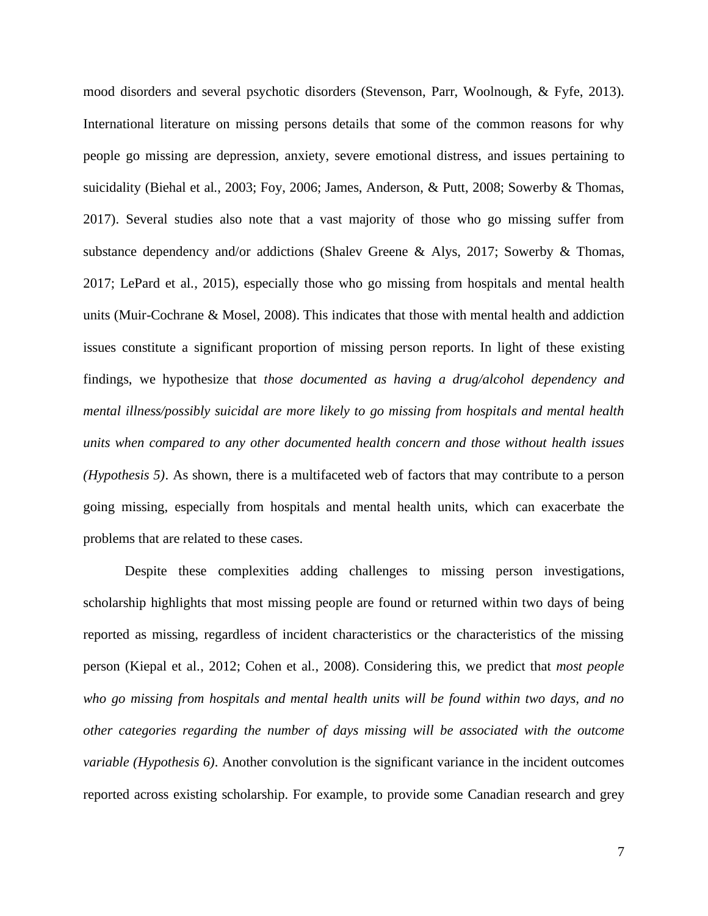mood disorders and several psychotic disorders (Stevenson, Parr, Woolnough, & Fyfe, 2013). International literature on missing persons details that some of the common reasons for why people go missing are depression, anxiety, severe emotional distress, and issues pertaining to suicidality (Biehal et al., 2003; Foy, 2006; James, Anderson, & Putt, 2008; Sowerby & Thomas, 2017). Several studies also note that a vast majority of those who go missing suffer from substance dependency and/or addictions (Shalev Greene & Alys, 2017; Sowerby & Thomas, 2017; LePard et al., 2015), especially those who go missing from hospitals and mental health units (Muir-Cochrane & Mosel, 2008). This indicates that those with mental health and addiction issues constitute a significant proportion of missing person reports. In light of these existing findings, we hypothesize that *those documented as having a drug/alcohol dependency and mental illness/possibly suicidal are more likely to go missing from hospitals and mental health units when compared to any other documented health concern and those without health issues (Hypothesis 5)*. As shown, there is a multifaceted web of factors that may contribute to a person going missing, especially from hospitals and mental health units, which can exacerbate the problems that are related to these cases.

Despite these complexities adding challenges to missing person investigations, scholarship highlights that most missing people are found or returned within two days of being reported as missing, regardless of incident characteristics or the characteristics of the missing person (Kiepal et al., 2012; Cohen et al., 2008). Considering this, we predict that *most people who go missing from hospitals and mental health units will be found within two days, and no other categories regarding the number of days missing will be associated with the outcome variable (Hypothesis 6)*. Another convolution is the significant variance in the incident outcomes reported across existing scholarship. For example, to provide some Canadian research and grey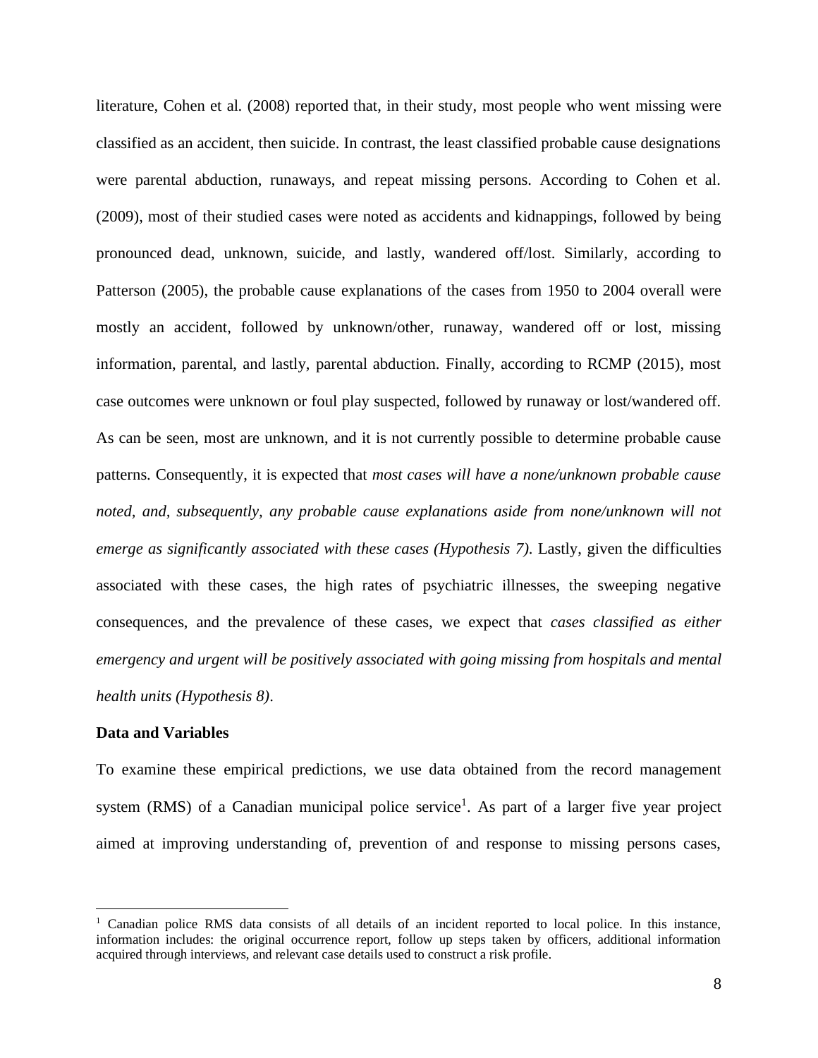literature, Cohen et al. (2008) reported that, in their study, most people who went missing were classified as an accident, then suicide. In contrast, the least classified probable cause designations were parental abduction, runaways, and repeat missing persons. According to Cohen et al. (2009), most of their studied cases were noted as accidents and kidnappings, followed by being pronounced dead, unknown, suicide, and lastly, wandered off/lost. Similarly, according to Patterson (2005), the probable cause explanations of the cases from 1950 to 2004 overall were mostly an accident, followed by unknown/other, runaway, wandered off or lost, missing information, parental, and lastly, parental abduction. Finally, according to RCMP (2015), most case outcomes were unknown or foul play suspected, followed by runaway or lost/wandered off. As can be seen, most are unknown, and it is not currently possible to determine probable cause patterns. Consequently, it is expected that *most cases will have a none/unknown probable cause noted, and, subsequently, any probable cause explanations aside from none/unknown will not emerge as significantly associated with these cases (Hypothesis 7)*. Lastly, given the difficulties associated with these cases, the high rates of psychiatric illnesses, the sweeping negative consequences, and the prevalence of these cases, we expect that *cases classified as either emergency and urgent will be positively associated with going missing from hospitals and mental health units (Hypothesis 8)*.

**Data and Variables**

To examine these empirical predictions, we use data obtained from the record management system (RMS) of a Canadian municipal police service[1]. As part of a larger five year project aimed at improving understanding of, prevention of and response to missing persons cases,

[1] Canadian police RMS data consists of all details of an incident reported to local police. In this instance, information includes: the original occurrence report, follow up steps taken by officers, additional information acquired through interviews, and relevant case details used to construct a risk profile.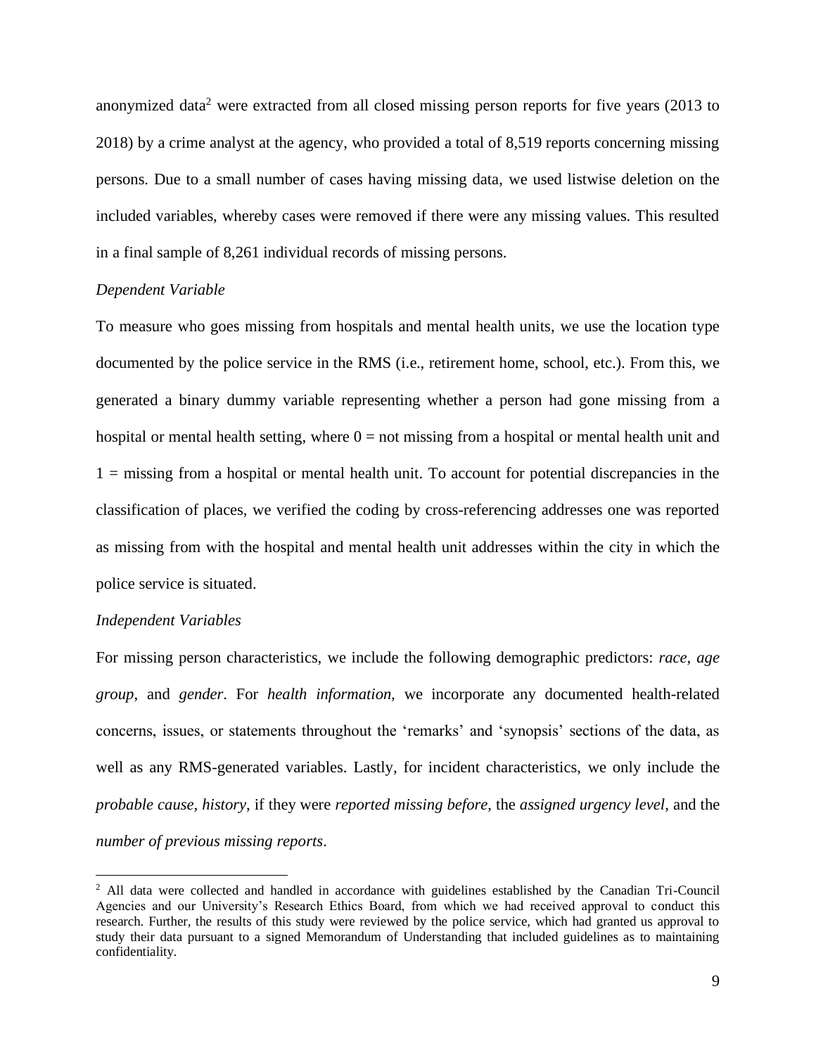anonymized data[2] were extracted from all closed missing person reports for five years (2013 to 2018) by a crime analyst at the agency, who provided a total of 8,519 reports concerning missing persons. Due to a small number of cases having missing data, we used listwise deletion on the included variables, whereby cases were removed if there were any missing values. This resulted in a final sample of 8,261 individual records of missing persons.

*Dependent Variable*

To measure who goes missing from hospitals and mental health units, we use the location type documented by the police service in the RMS (i.e., retirement home, school, etc.). From this, we generated a binary dummy variable representing whether a person had gone missing from a hospital or mental health setting, where 0 = not missing from a hospital or mental health unit and 1 = missing from a hospital or mental health unit. To account for potential discrepancies in the classification of places, we verified the coding by cross-referencing addresses one was reported as missing from with the hospital and mental health unit addresses within the city in which the police service is situated.

*Independent Variables*

For missing person characteristics, we include the following demographic predictors: *race*, *age group*, and *gender*. For *health information*, we incorporate any documented health-related concerns, issues, or statements throughout the 'remarks' and 'synopsis' sections of the data, as well as any RMS-generated variables. Lastly, for incident characteristics, we only include the *probable cause*, *history*, if they were *reported missing before*, the *assigned urgency level*, and the *number of previous missing reports*.

[2] All data were collected and handled in accordance with guidelines established by the Canadian Tri-Council Agencies and our University's Research Ethics Board, from which we had received approval to conduct this research. Further, the results of this study were reviewed by the police service, which had granted us approval to study their data pursuant to a signed Memorandum of Understanding that included guidelines as to maintaining confidentiality.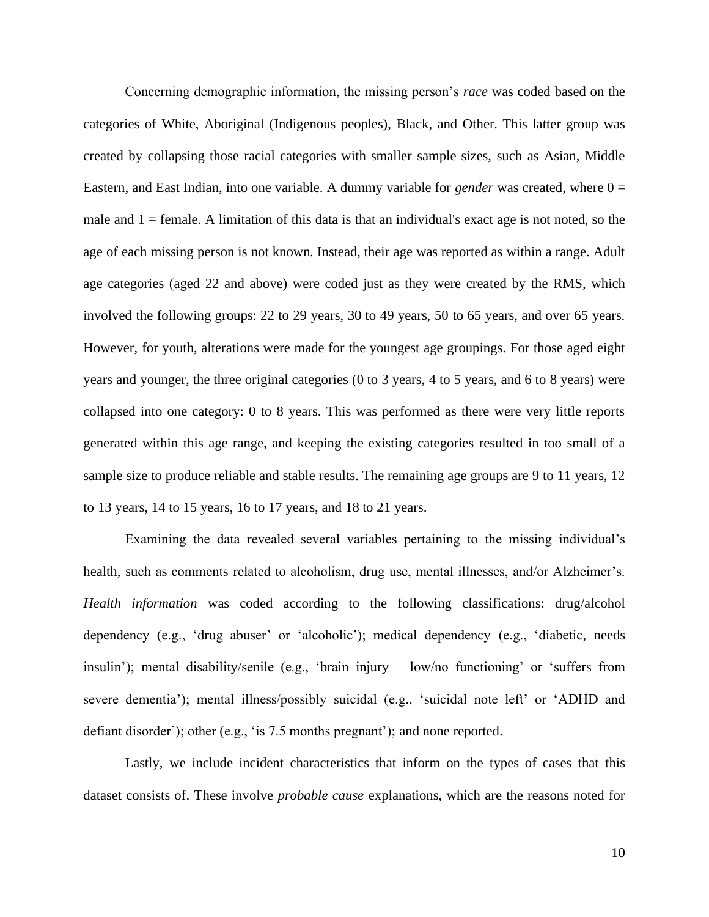Concerning demographic information, the missing person's *race* was coded based on the categories of White, Aboriginal (Indigenous peoples), Black, and Other. This latter group was created by collapsing those racial categories with smaller sample sizes, such as Asian, Middle Eastern, and East Indian, into one variable. A dummy variable for *gender* was created, where 0 = male and 1 = female. A limitation of this data is that an individual's exact age is not noted, so the age of each missing person is not known. Instead, their age was reported as within a range. Adult age categories (aged 22 and above) were coded just as they were created by the RMS, which involved the following groups: 22 to 29 years, 30 to 49 years, 50 to 65 years, and over 65 years. However, for youth, alterations were made for the youngest age groupings. For those aged eight years and younger, the three original categories (0 to 3 years, 4 to 5 years, and 6 to 8 years) were collapsed into one category: 0 to 8 years. This was performed as there were very little reports generated within this age range, and keeping the existing categories resulted in too small of a sample size to produce reliable and stable results. The remaining age groups are 9 to 11 years, 12 to 13 years, 14 to 15 years, 16 to 17 years, and 18 to 21 years.

Examining the data revealed several variables pertaining to the missing individual's health, such as comments related to alcoholism, drug use, mental illnesses, and/or Alzheimer's. *Health information* was coded according to the following classifications: drug/alcohol dependency (e.g., 'drug abuser' or 'alcoholic'); medical dependency (e.g., 'diabetic, needs insulin'); mental disability/senile (e.g., 'brain injury – low/no functioning' or 'suffers from severe dementia'); mental illness/possibly suicidal (e.g., 'suicidal note left' or 'ADHD and defiant disorder'); other (e.g., 'is 7.5 months pregnant'); and none reported.

Lastly, we include incident characteristics that inform on the types of cases that this dataset consists of. These involve *probable cause* explanations, which are the reasons noted for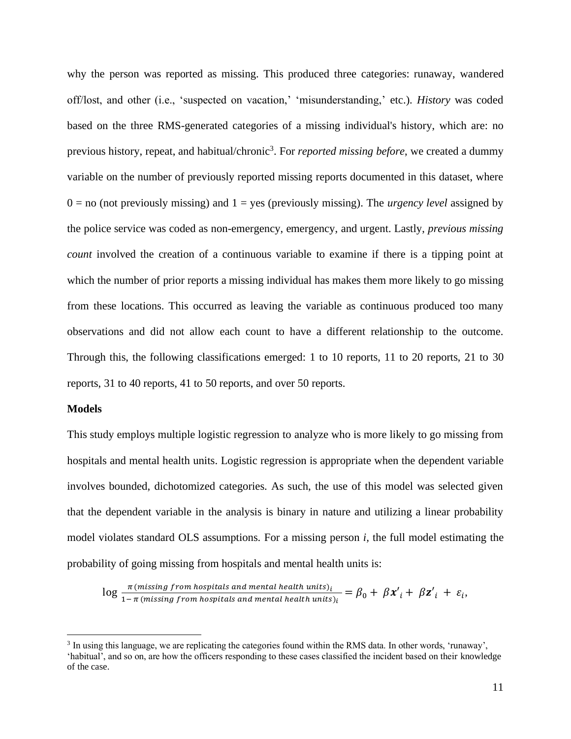why the person was reported as missing. This produced three categories: runaway, wandered off/lost, and other (i.e., 'suspected on vacation,' 'misunderstanding,' etc.). *History* was coded based on the three RMS-generated categories of a missing individual's history, which are: no previous history, repeat, and habitual/chronic[3]. For *reported missing before*, we created a dummy variable on the number of previously reported missing reports documented in this dataset, where 0 = no (not previously missing) and 1 = yes (previously missing). The *urgency level* assigned by the police service was coded as non-emergency, emergency, and urgent. Lastly, *previous missing count* involved the creation of a continuous variable to examine if there is a tipping point at which the number of prior reports a missing individual has makes them more likely to go missing from these locations. This occurred as leaving the variable as continuous produced too many observations and did not allow each count to have a different relationship to the outcome. Through this, the following classifications emerged: 1 to 10 reports, 11 to 20 reports, 21 to 30 reports, 31 to 40 reports, 41 to 50 reports, and over 50 reports.

**Models**

This study employs multiple logistic regression to analyze who is more likely to go missing from hospitals and mental health units. Logistic regression is appropriate when the dependent variable involves bounded, dichotomized categories. As such, the use of this model was selected given that the dependent variable in the analysis is binary in nature and utilizing a linear probability model violates standard OLS assumptions. For a missing person *i*, the full model estimating the probability of going missing from hospitals and mental health units is:

$$\log \frac{\pi(missing\ from\ hospitals\ and\ mental\ health\ units)_i}{1-\pi(missing\ from\ hospitals\ and\ mental\ health\ units)_i} = \beta_0 + \beta \boldsymbol{x}'_i + \beta \boldsymbol{z}'_i + \varepsilon_i,$$

[3] In using this language, we are replicating the categories found within the RMS data. In other words, 'runaway', 'habitual', and so on, are how the officers responding to these cases classified the incident based on their knowledge of the case.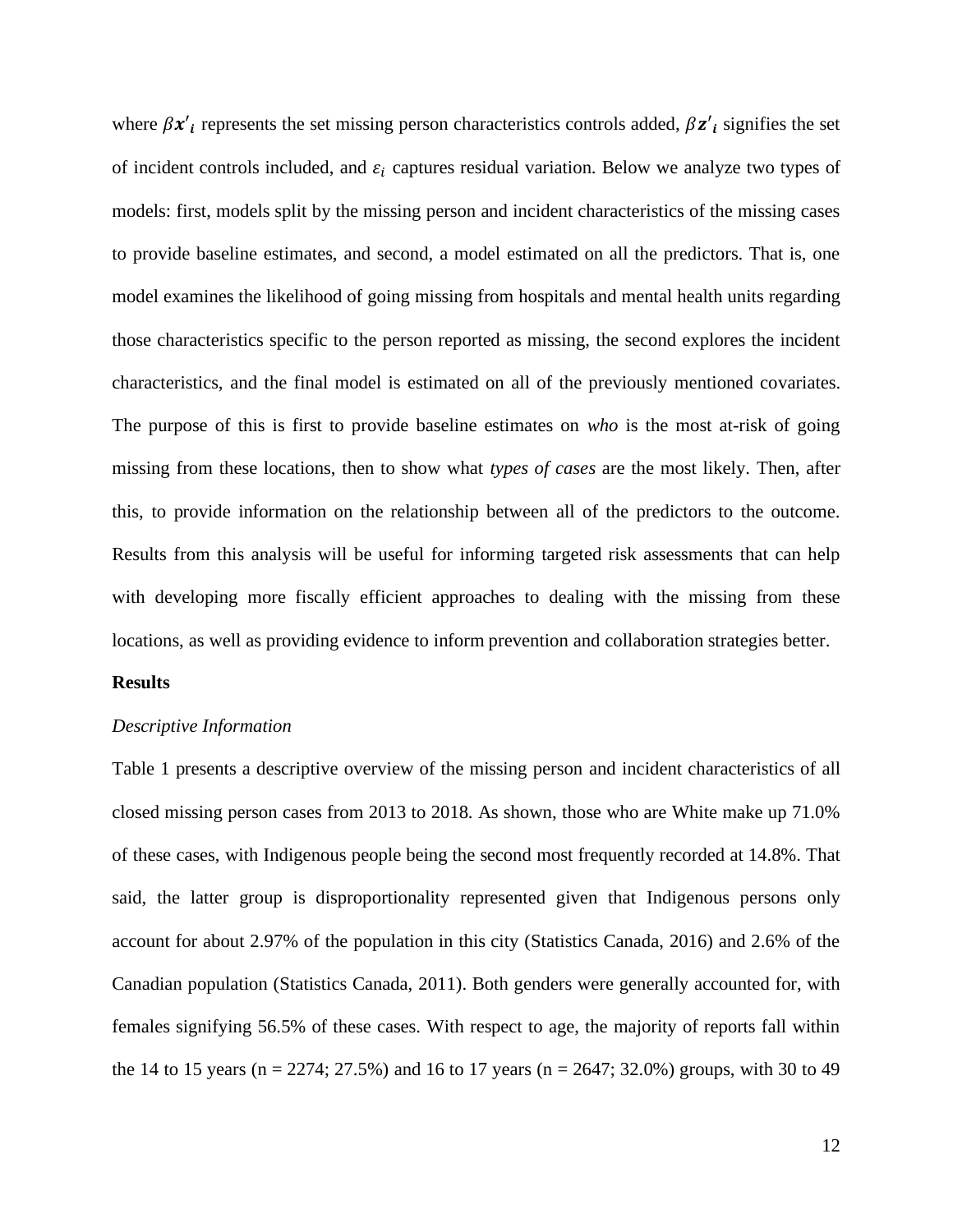where $\beta \boldsymbol{x'}_i$ represents the set missing person characteristics controls added, $\beta \boldsymbol{z'}_i$ signifies the set of incident controls included, and $\varepsilon_i$ captures residual variation. Below we analyze two types of models: first, models split by the missing person and incident characteristics of the missing cases to provide baseline estimates, and second, a model estimated on all the predictors. That is, one model examines the likelihood of going missing from hospitals and mental health units regarding those characteristics specific to the person reported as missing, the second explores the incident characteristics, and the final model is estimated on all of the previously mentioned covariates. The purpose of this is first to provide baseline estimates on *who* is the most at-risk of going missing from these locations, then to show what *types of cases* are the most likely. Then, after this, to provide information on the relationship between all of the predictors to the outcome. Results from this analysis will be useful for informing targeted risk assessments that can help with developing more fiscally efficient approaches to dealing with the missing from these locations, as well as providing evidence to inform prevention and collaboration strategies better.

**Results**

*Descriptive Information*

Table 1 presents a descriptive overview of the missing person and incident characteristics of all closed missing person cases from 2013 to 2018. As shown, those who are White make up 71.0% of these cases, with Indigenous people being the second most frequently recorded at 14.8%. That said, the latter group is disproportionality represented given that Indigenous persons only account for about 2.97% of the population in this city (Statistics Canada, 2016) and 2.6% of the Canadian population (Statistics Canada, 2011). Both genders were generally accounted for, with females signifying 56.5% of these cases. With respect to age, the majority of reports fall within the 14 to 15 years (n = 2274; 27.5%) and 16 to 17 years (n = 2647; 32.0%) groups, with 30 to 49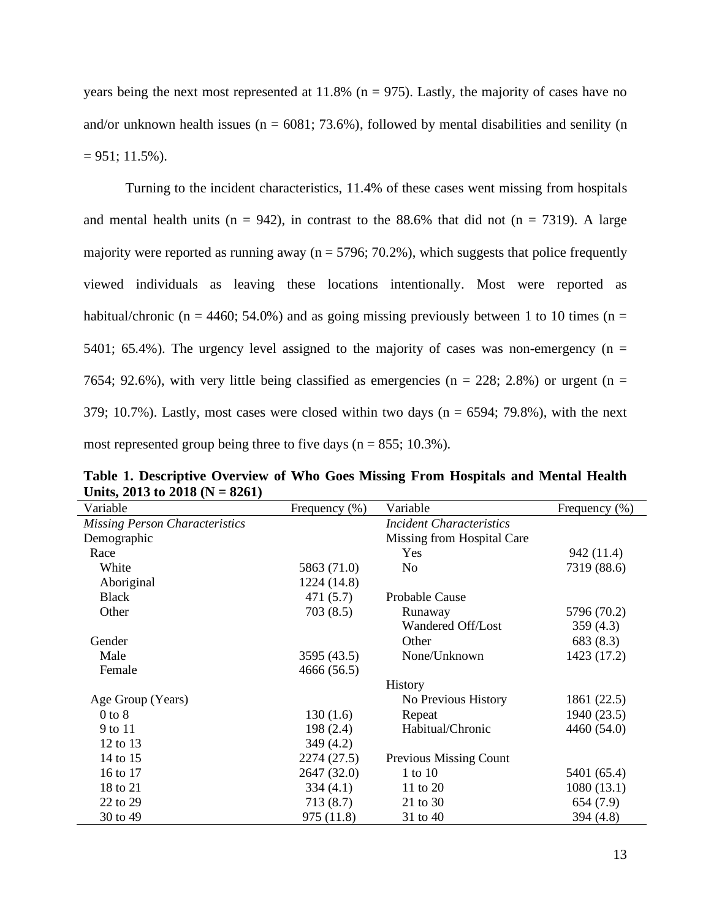years being the next most represented at 11.8% (n = 975). Lastly, the majority of cases have no and/or unknown health issues (n = 6081; 73.6%), followed by mental disabilities and senility (n = 951; 11.5%).

Turning to the incident characteristics, 11.4% of these cases went missing from hospitals and mental health units (n = 942), in contrast to the 88.6% that did not (n = 7319). A large majority were reported as running away (n = 5796; 70.2%), which suggests that police frequently viewed individuals as leaving these locations intentionally. Most were reported as habitual/chronic (n = 4460; 54.0%) and as going missing previously between 1 to 10 times (n = 5401; 65.4%). The urgency level assigned to the majority of cases was non-emergency (n = 7654; 92.6%), with very little being classified as emergencies (n = 228; 2.8%) or urgent (n = 379; 10.7%). Lastly, most cases were closed within two days (n = 6594; 79.8%), with the next most represented group being three to five days (n = 855; 10.3%).

**Table 1. Descriptive Overview of Who Goes Missing From Hospitals and Mental Health Units, 2013 to 2018 (N = 8261)**

| Variable | Frequency (%) | Variable | Frequency (%) |
|---|---|---|---|
| *Missing Person Characteristics* | | *Incident Characteristics* | |
| Demographic | | Missing from Hospital Care | |
| Race | | Yes | 942 (11.4) |
| White | 5863 (71.0) | No | 7319 (88.6) |
| Aboriginal | 1224 (14.8) | | |
| Black | 471 (5.7) | Probable Cause | |
| Other | 703 (8.5) | Runaway | 5796 (70.2) |
| | | Wandered Off/Lost | 359 (4.3) |
| Gender | | Other | 683 (8.3) |
| Male | 3595 (43.5) | None/Unknown | 1423 (17.2) |
| Female | 4666 (56.5) | | |
| | | History | |
| Age Group (Years) | | No Previous History | 1861 (22.5) |
| 0 to 8 | 130 (1.6) | Repeat | 1940 (23.5) |
| 9 to 11 | 198 (2.4) | Habitual/Chronic | 4460 (54.0) |
| 12 to 13 | 349 (4.2) | | |
| 14 to 15 | 2274 (27.5) | Previous Missing Count | |
| 16 to 17 | 2647 (32.0) | 1 to 10 | 5401 (65.4) |
| 18 to 21 | 334 (4.1) | 11 to 20 | 1080 (13.1) |
| 22 to 29 | 713 (8.7) | 21 to 30 | 654 (7.9) |
| 30 to 49 | 975 (11.8) | 31 to 40 | 394 (4.8) |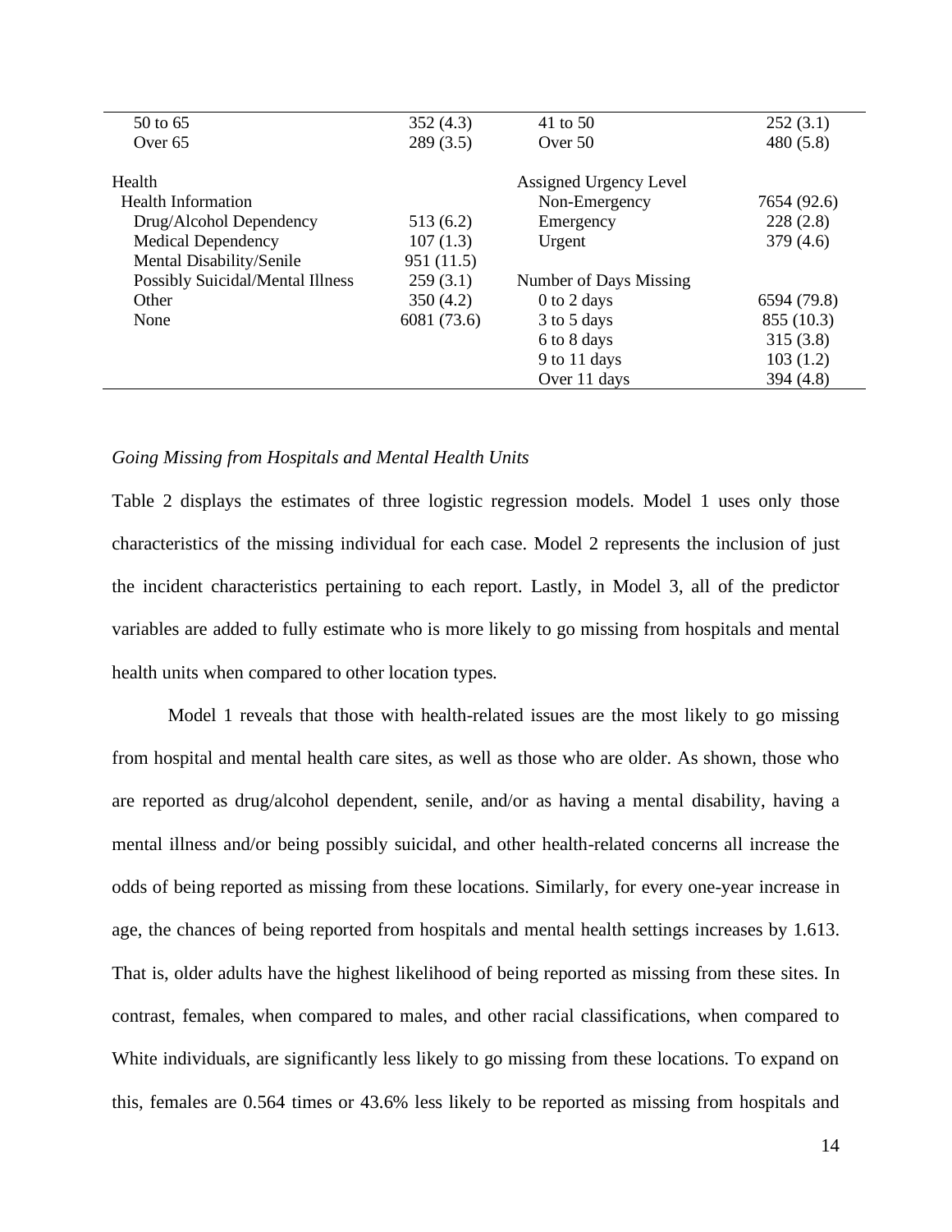| | | | |
|---|---|---|---|
| 50 to 65 | 352 (4.3) | 41 to 50 | 252 (3.1) |
| Over 65 | 289 (3.5) | Over 50 | 480 (5.8) |
| Health | | Assigned Urgency Level | |
| Health Information | | Non-Emergency | 7654 (92.6) |
| Drug/Alcohol Dependency | 513 (6.2) | Emergency | 228 (2.8) |
| Medical Dependency | 107 (1.3) | Urgent | 379 (4.6) |
| Mental Disability/Senile | 951 (11.5) | | |
| Possibly Suicidal/Mental Illness | 259 (3.1) | Number of Days Missing | |
| Other | 350 (4.2) | 0 to 2 days | 6594 (79.8) |
| None | 6081 (73.6) | 3 to 5 days | 855 (10.3) |
| | | 6 to 8 days | 315 (3.8) |
| | | 9 to 11 days | 103 (1.2) |
| | | Over 11 days | 394 (4.8) |

*Going Missing from Hospitals and Mental Health Units*

Table 2 displays the estimates of three logistic regression models. Model 1 uses only those characteristics of the missing individual for each case. Model 2 represents the inclusion of just the incident characteristics pertaining to each report. Lastly, in Model 3, all of the predictor variables are added to fully estimate who is more likely to go missing from hospitals and mental health units when compared to other location types.

Model 1 reveals that those with health-related issues are the most likely to go missing from hospital and mental health care sites, as well as those who are older. As shown, those who are reported as drug/alcohol dependent, senile, and/or as having a mental disability, having a mental illness and/or being possibly suicidal, and other health-related concerns all increase the odds of being reported as missing from these locations. Similarly, for every one-year increase in age, the chances of being reported from hospitals and mental health settings increases by 1.613. That is, older adults have the highest likelihood of being reported as missing from these sites. In contrast, females, when compared to males, and other racial classifications, when compared to White individuals, are significantly less likely to go missing from these locations. To expand on this, females are 0.564 times or 43.6% less likely to be reported as missing from hospitals and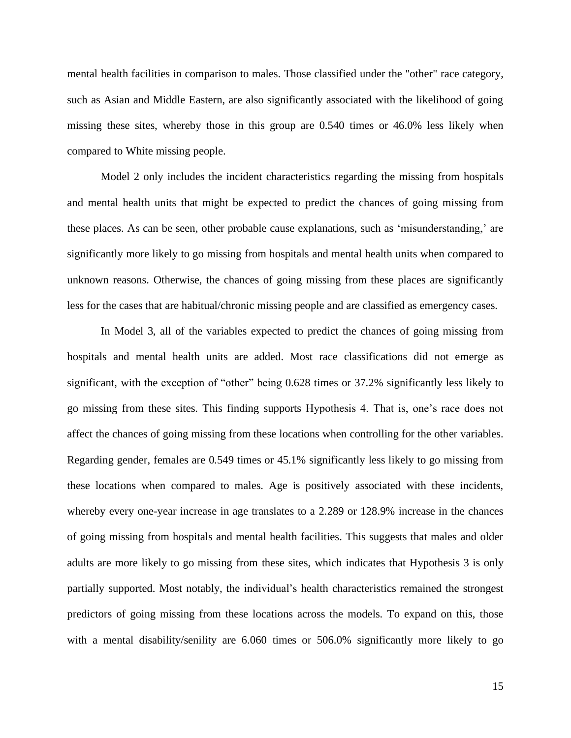mental health facilities in comparison to males. Those classified under the "other" race category, such as Asian and Middle Eastern, are also significantly associated with the likelihood of going missing these sites, whereby those in this group are 0.540 times or 46.0% less likely when compared to White missing people.

Model 2 only includes the incident characteristics regarding the missing from hospitals and mental health units that might be expected to predict the chances of going missing from these places. As can be seen, other probable cause explanations, such as 'misunderstanding,' are significantly more likely to go missing from hospitals and mental health units when compared to unknown reasons. Otherwise, the chances of going missing from these places are significantly less for the cases that are habitual/chronic missing people and are classified as emergency cases.

In Model 3, all of the variables expected to predict the chances of going missing from hospitals and mental health units are added. Most race classifications did not emerge as significant, with the exception of "other" being 0.628 times or 37.2% significantly less likely to go missing from these sites. This finding supports Hypothesis 4. That is, one's race does not affect the chances of going missing from these locations when controlling for the other variables. Regarding gender, females are 0.549 times or 45.1% significantly less likely to go missing from these locations when compared to males. Age is positively associated with these incidents, whereby every one-year increase in age translates to a 2.289 or 128.9% increase in the chances of going missing from hospitals and mental health facilities. This suggests that males and older adults are more likely to go missing from these sites, which indicates that Hypothesis 3 is only partially supported. Most notably, the individual's health characteristics remained the strongest predictors of going missing from these locations across the models. To expand on this, those with a mental disability/senility are 6.060 times or 506.0% significantly more likely to go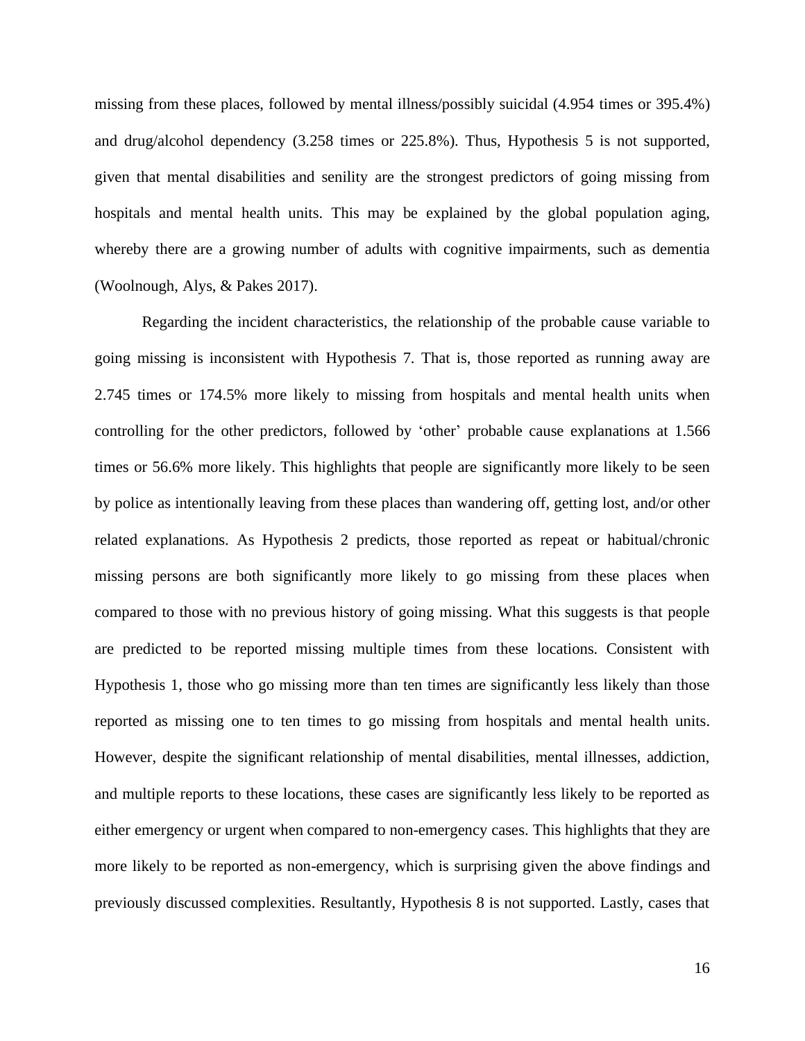missing from these places, followed by mental illness/possibly suicidal (4.954 times or 395.4%) and drug/alcohol dependency (3.258 times or 225.8%). Thus, Hypothesis 5 is not supported, given that mental disabilities and senility are the strongest predictors of going missing from hospitals and mental health units. This may be explained by the global population aging, whereby there are a growing number of adults with cognitive impairments, such as dementia (Woolnough, Alys, & Pakes 2017).

Regarding the incident characteristics, the relationship of the probable cause variable to going missing is inconsistent with Hypothesis 7. That is, those reported as running away are 2.745 times or 174.5% more likely to missing from hospitals and mental health units when controlling for the other predictors, followed by 'other' probable cause explanations at 1.566 times or 56.6% more likely. This highlights that people are significantly more likely to be seen by police as intentionally leaving from these places than wandering off, getting lost, and/or other related explanations. As Hypothesis 2 predicts, those reported as repeat or habitual/chronic missing persons are both significantly more likely to go missing from these places when compared to those with no previous history of going missing. What this suggests is that people are predicted to be reported missing multiple times from these locations. Consistent with Hypothesis 1, those who go missing more than ten times are significantly less likely than those reported as missing one to ten times to go missing from hospitals and mental health units. However, despite the significant relationship of mental disabilities, mental illnesses, addiction, and multiple reports to these locations, these cases are significantly less likely to be reported as either emergency or urgent when compared to non-emergency cases. This highlights that they are more likely to be reported as non-emergency, which is surprising given the above findings and previously discussed complexities. Resultantly, Hypothesis 8 is not supported. Lastly, cases that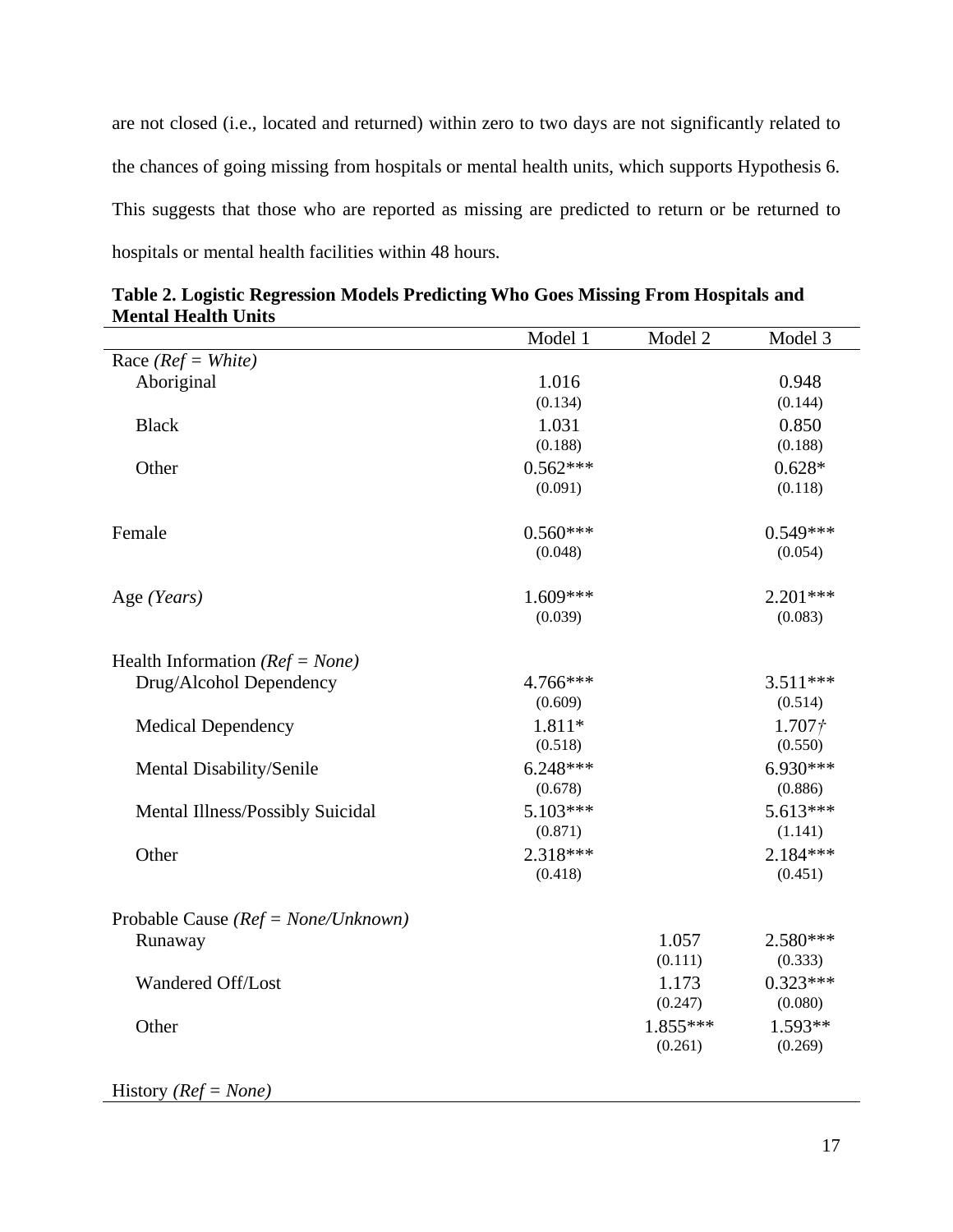are not closed (i.e., located and returned) within zero to two days are not significantly related to the chances of going missing from hospitals or mental health units, which supports Hypothesis 6. This suggests that those who are reported as missing are predicted to return or be returned to hospitals or mental health facilities within 48 hours.

**Table 2. Logistic Regression Models Predicting Who Goes Missing From Hospitals and Mental Health Units**

| | Model 1 | Model 2 | Model 3 |
|---|---|---|---|
| Race *(Ref = White)* | | | |
| Aboriginal | 1.016 | | 0.948 |
| | (0.134) | | (0.144) |
| Black | 1.031 | | 0.850 |
| | (0.188) | | (0.188) |
| Other | 0.562*** | | 0.628* |
| | (0.091) | | (0.118) |
| Female | 0.560*** | | 0.549*** |
| | (0.048) | | (0.054) |
| Age *(Years)* | 1.609*** | | 2.201*** |
| | (0.039) | | (0.083) |
| Health Information *(Ref = None)* | | | |
| Drug/Alcohol Dependency | 4.766*** | | 3.511*** |
| | (0.609) | | (0.514) |
| Medical Dependency | 1.811* | | 1.707† |
| | (0.518) | | (0.550) |
| Mental Disability/Senile | 6.248*** | | 6.930*** |
| | (0.678) | | (0.886) |
| Mental Illness/Possibly Suicidal | 5.103*** | | 5.613*** |
| | (0.871) | | (1.141) |
| Other | 2.318*** | | 2.184*** |
| | (0.418) | | (0.451) |
| Probable Cause *(Ref = None/Unknown)* | | | |
| Runaway | | 1.057 | 2.580*** |
| | | (0.111) | (0.333) |
| Wandered Off/Lost | | 1.173 | 0.323*** |
| | | (0.247) | (0.080) |
| Other | | 1.855*** | 1.593** |
| | | (0.261) | (0.269) |
| History *(Ref = None)* | | | |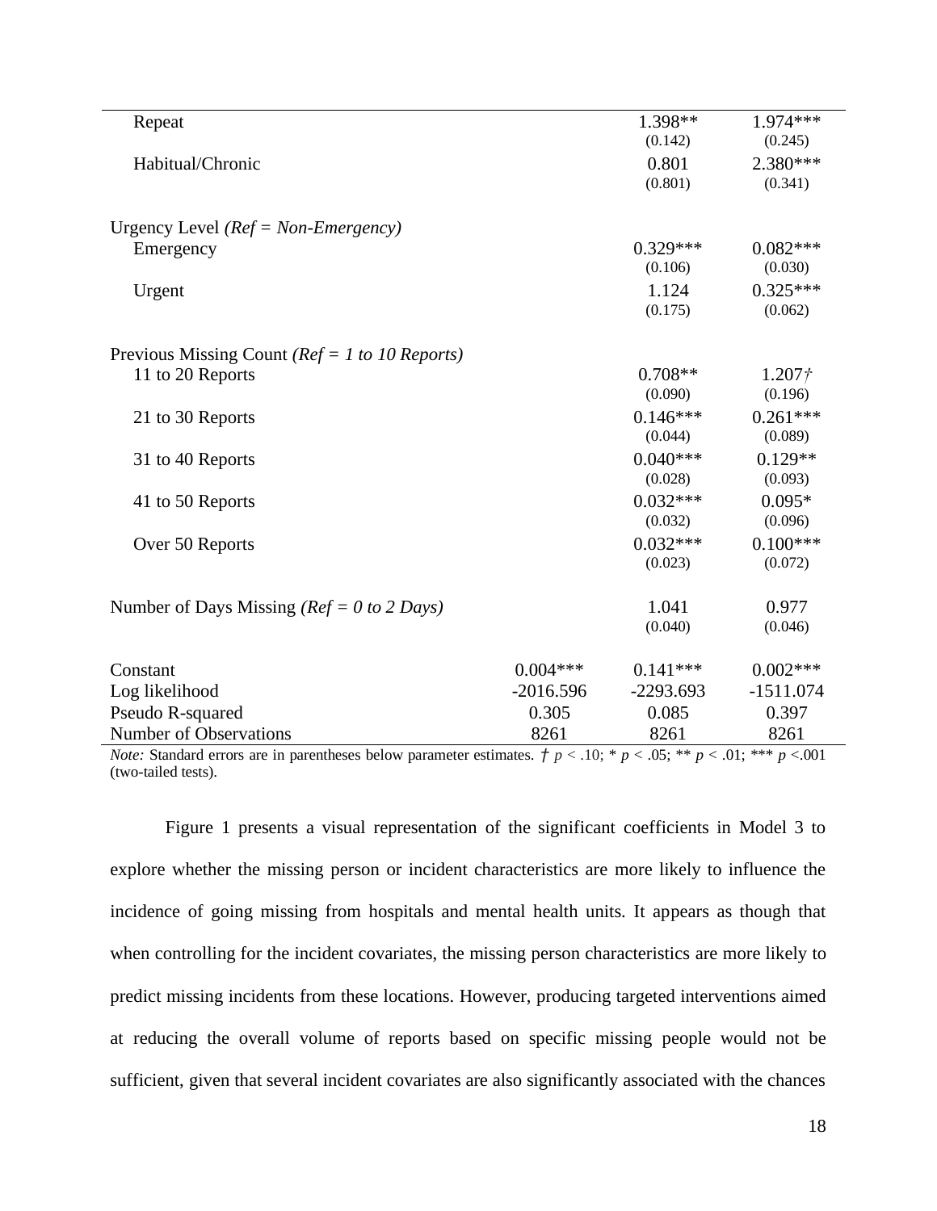| | | | |
|---|---|---|---|
| Repeat | | 1.398** | 1.974*** |
| | | (0.142) | (0.245) |
| Habitual/Chronic | | 0.801 | 2.380*** |
| | | (0.801) | (0.341) |
| | | | |
| Urgency Level *(Ref = Non-Emergency)* | | | |
| Emergency | | 0.329*** | 0.082*** |
| | | (0.106) | (0.030) |
| Urgent | | 1.124 | 0.325*** |
| | | (0.175) | (0.062) |
| | | | |
| Previous Missing Count *(Ref = 1 to 10 Reports)* | | | |
| 11 to 20 Reports | | 0.708** | 1.207† |
| | | (0.090) | (0.196) |
| 21 to 30 Reports | | 0.146*** | 0.261*** |
| | | (0.044) | (0.089) |
| 31 to 40 Reports | | 0.040*** | 0.129** |
| | | (0.028) | (0.093) |
| 41 to 50 Reports | | 0.032*** | 0.095* |
| | | (0.032) | (0.096) |
| Over 50 Reports | | 0.032*** | 0.100*** |
| | | (0.023) | (0.072) |
| | | | |
| Number of Days Missing *(Ref = 0 to 2 Days)* | | 1.041 | 0.977 |
| | | (0.040) | (0.046) |
| | | | |
| Constant | 0.004*** | 0.141*** | 0.002*** |
| Log likelihood | -2016.596 | -2293.693 | -1511.074 |
| Pseudo R-squared | 0.305 | 0.085 | 0.397 |
| Number of Observations | 8261 | 8261 | 8261 |

*Note:* Standard errors are in parentheses below parameter estimates. † $p < .10$; * $p < .05$; ** $p < .01$; *** $p < .001$ (two-tailed tests).

Figure 1 presents a visual representation of the significant coefficients in Model 3 to explore whether the missing person or incident characteristics are more likely to influence the incidence of going missing from hospitals and mental health units. It appears as though that when controlling for the incident covariates, the missing person characteristics are more likely to predict missing incidents from these locations. However, producing targeted interventions aimed at reducing the overall volume of reports based on specific missing people would not be sufficient, given that several incident covariates are also significantly associated with the chances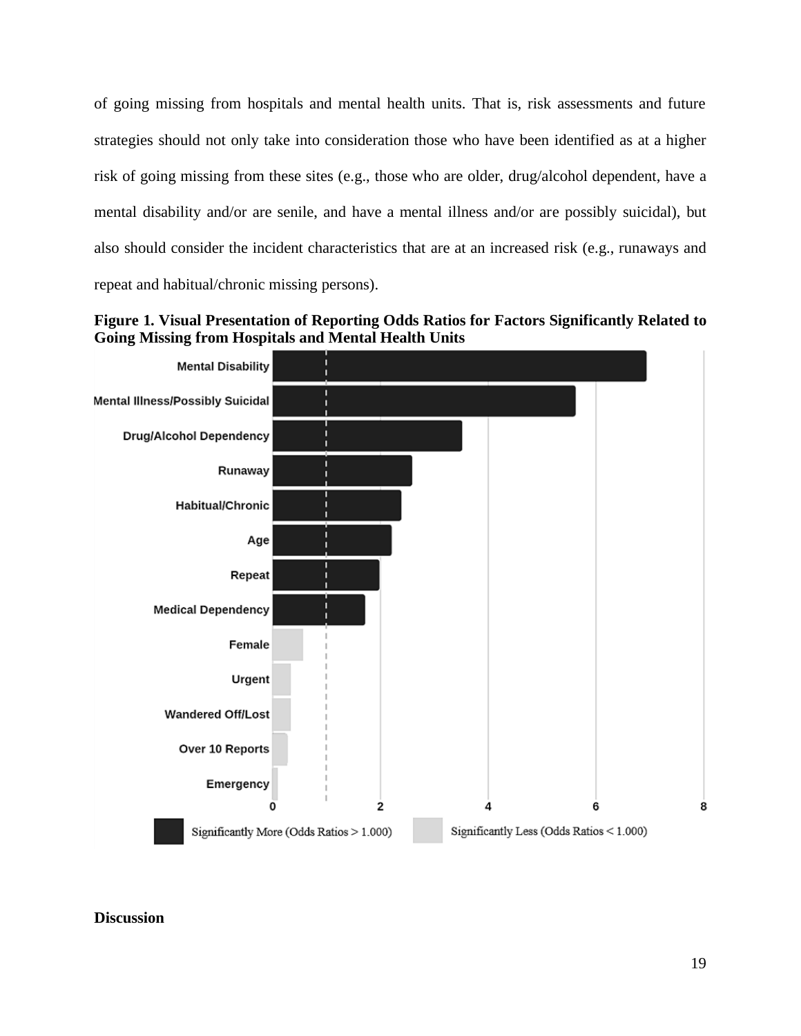of going missing from hospitals and mental health units. That is, risk assessments and future strategies should not only take into consideration those who have been identified as at a higher risk of going missing from these sites (e.g., those who are older, drug/alcohol dependent, have a mental disability and/or are senile, and have a mental illness and/or are possibly suicidal), but also should consider the incident characteristics that are at an increased risk (e.g., runaways and repeat and habitual/chronic missing persons).

**Figure 1. Visual Presentation of Reporting Odds Ratios for Factors Significantly Related to Going Missing from Hospitals and Mental Health Units**

## Discussion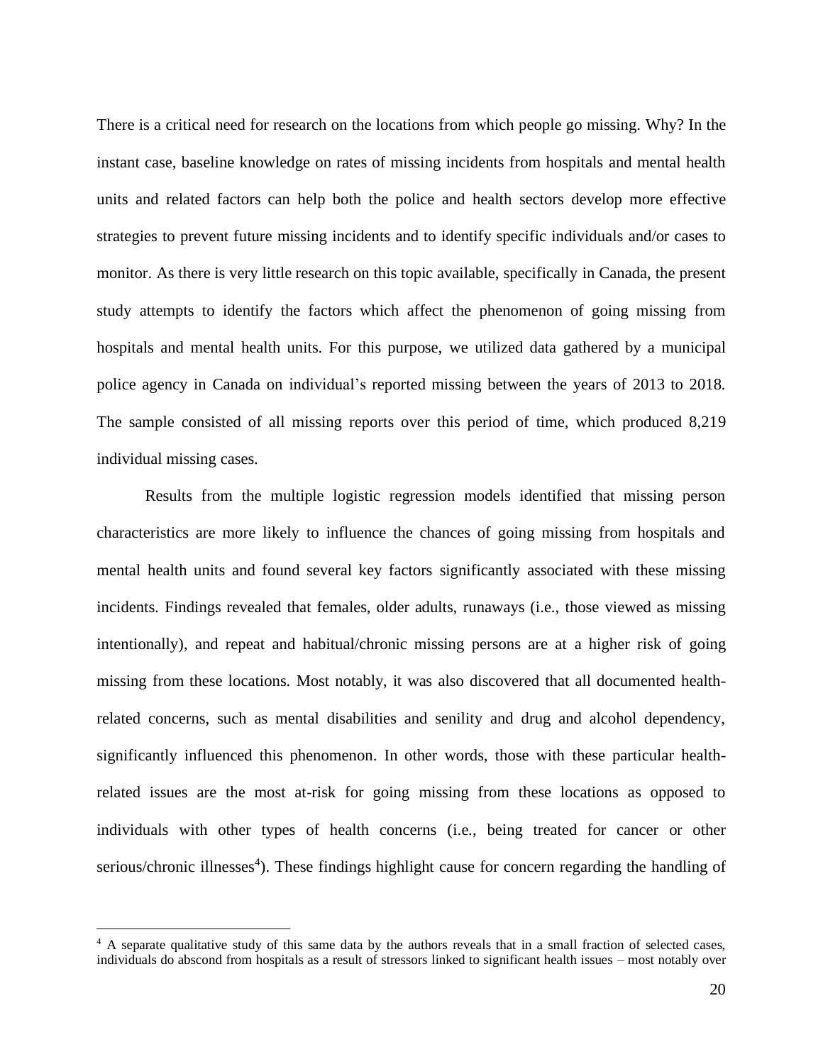There is a critical need for research on the locations from which people go missing. Why? In the instant case, baseline knowledge on rates of missing incidents from hospitals and mental health units and related factors can help both the police and health sectors develop more effective strategies to prevent future missing incidents and to identify specific individuals and/or cases to monitor. As there is very little research on this topic available, specifically in Canada, the present study attempts to identify the factors which affect the phenomenon of going missing from hospitals and mental health units. For this purpose, we utilized data gathered by a municipal police agency in Canada on individual's reported missing between the years of 2013 to 2018. The sample consisted of all missing reports over this period of time, which produced 8,219 individual missing cases.

Results from the multiple logistic regression models identified that missing person characteristics are more likely to influence the chances of going missing from hospitals and mental health units and found several key factors significantly associated with these missing incidents. Findings revealed that females, older adults, runaways (i.e., those viewed as missing intentionally), and repeat and habitual/chronic missing persons are at a higher risk of going missing from these locations. Most notably, it was also discovered that all documented health-related concerns, such as mental disabilities and senility and drug and alcohol dependency, significantly influenced this phenomenon. In other words, those with these particular health-related issues are the most at-risk for going missing from these locations as opposed to individuals with other types of health concerns (i.e., being treated for cancer or other serious/chronic illnesses[4]). These findings highlight cause for concern regarding the handling of

[4] A separate qualitative study of this same data by the authors reveals that in a small fraction of selected cases, individuals do abscond from hospitals as a result of stressors linked to significant health issues – most notably over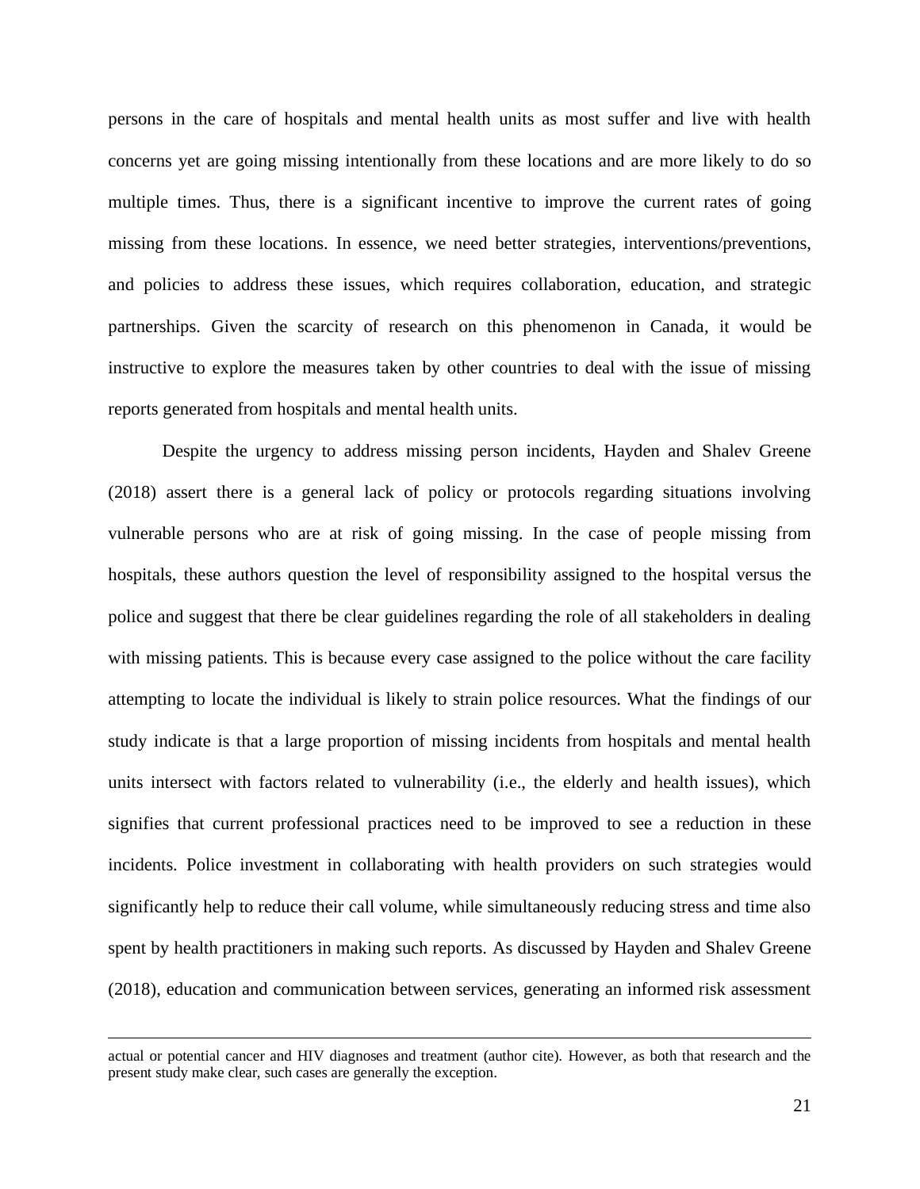persons in the care of hospitals and mental health units as most suffer and live with health concerns yet are going missing intentionally from these locations and are more likely to do so multiple times. Thus, there is a significant incentive to improve the current rates of going missing from these locations. In essence, we need better strategies, interventions/preventions, and policies to address these issues, which requires collaboration, education, and strategic partnerships. Given the scarcity of research on this phenomenon in Canada, it would be instructive to explore the measures taken by other countries to deal with the issue of missing reports generated from hospitals and mental health units.

Despite the urgency to address missing person incidents, Hayden and Shalev Greene (2018) assert there is a general lack of policy or protocols regarding situations involving vulnerable persons who are at risk of going missing. In the case of people missing from hospitals, these authors question the level of responsibility assigned to the hospital versus the police and suggest that there be clear guidelines regarding the role of all stakeholders in dealing with missing patients. This is because every case assigned to the police without the care facility attempting to locate the individual is likely to strain police resources. What the findings of our study indicate is that a large proportion of missing incidents from hospitals and mental health units intersect with factors related to vulnerability (i.e., the elderly and health issues), which signifies that current professional practices need to be improved to see a reduction in these incidents. Police investment in collaborating with health providers on such strategies would significantly help to reduce their call volume, while simultaneously reducing stress and time also spent by health practitioners in making such reports. As discussed by Hayden and Shalev Greene (2018), education and communication between services, generating an informed risk assessment

---

actual or potential cancer and HIV diagnoses and treatment (author cite). However, as both that research and the present study make clear, such cases are generally the exception.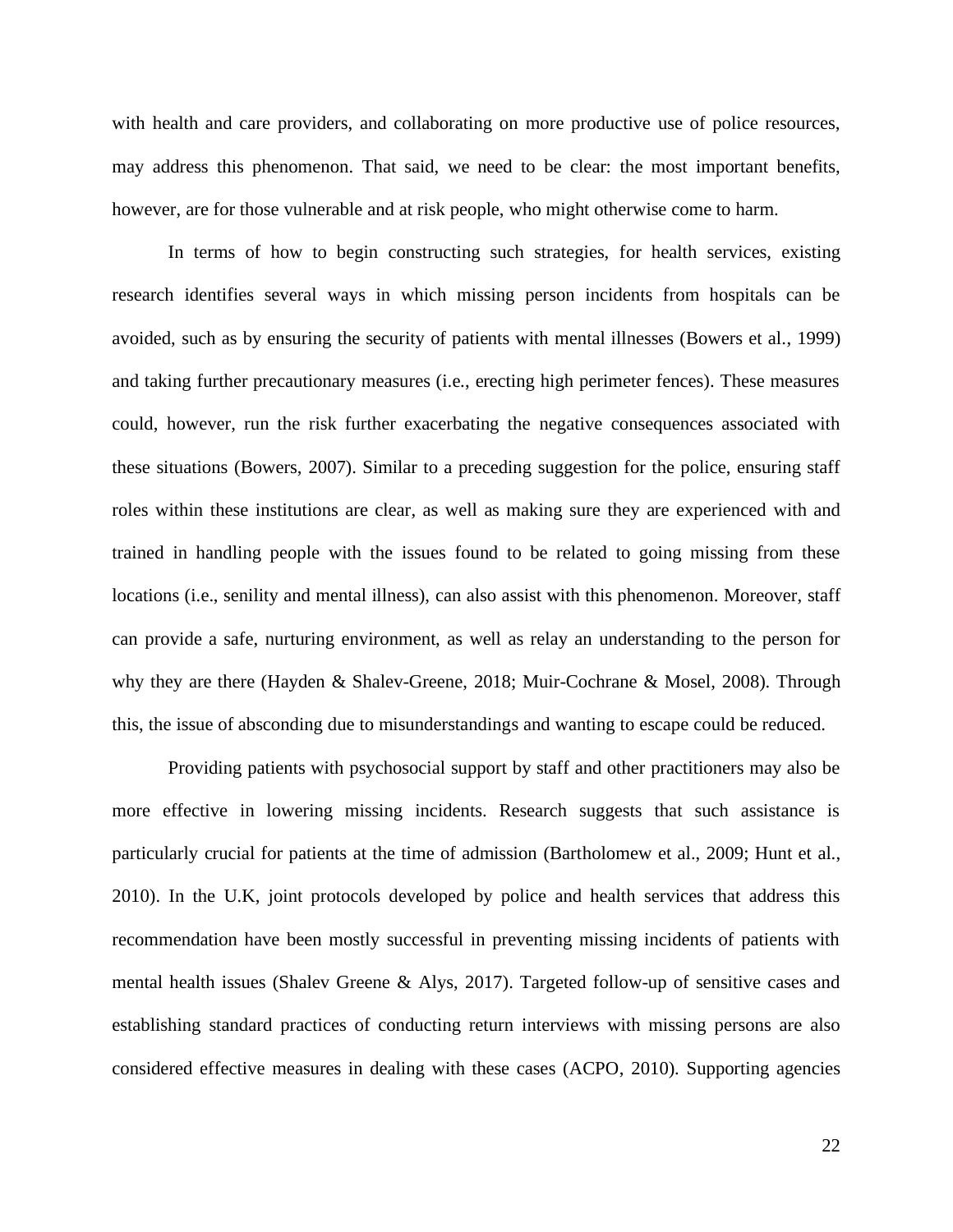with health and care providers, and collaborating on more productive use of police resources, may address this phenomenon. That said, we need to be clear: the most important benefits, however, are for those vulnerable and at risk people, who might otherwise come to harm.

In terms of how to begin constructing such strategies, for health services, existing research identifies several ways in which missing person incidents from hospitals can be avoided, such as by ensuring the security of patients with mental illnesses (Bowers et al., 1999) and taking further precautionary measures (i.e., erecting high perimeter fences). These measures could, however, run the risk further exacerbating the negative consequences associated with these situations (Bowers, 2007). Similar to a preceding suggestion for the police, ensuring staff roles within these institutions are clear, as well as making sure they are experienced with and trained in handling people with the issues found to be related to going missing from these locations (i.e., senility and mental illness), can also assist with this phenomenon. Moreover, staff can provide a safe, nurturing environment, as well as relay an understanding to the person for why they are there (Hayden & Shalev-Greene, 2018; Muir-Cochrane & Mosel, 2008). Through this, the issue of absconding due to misunderstandings and wanting to escape could be reduced.

Providing patients with psychosocial support by staff and other practitioners may also be more effective in lowering missing incidents. Research suggests that such assistance is particularly crucial for patients at the time of admission (Bartholomew et al., 2009; Hunt et al., 2010). In the U.K, joint protocols developed by police and health services that address this recommendation have been mostly successful in preventing missing incidents of patients with mental health issues (Shalev Greene & Alys, 2017). Targeted follow-up of sensitive cases and establishing standard practices of conducting return interviews with missing persons are also considered effective measures in dealing with these cases (ACPO, 2010). Supporting agencies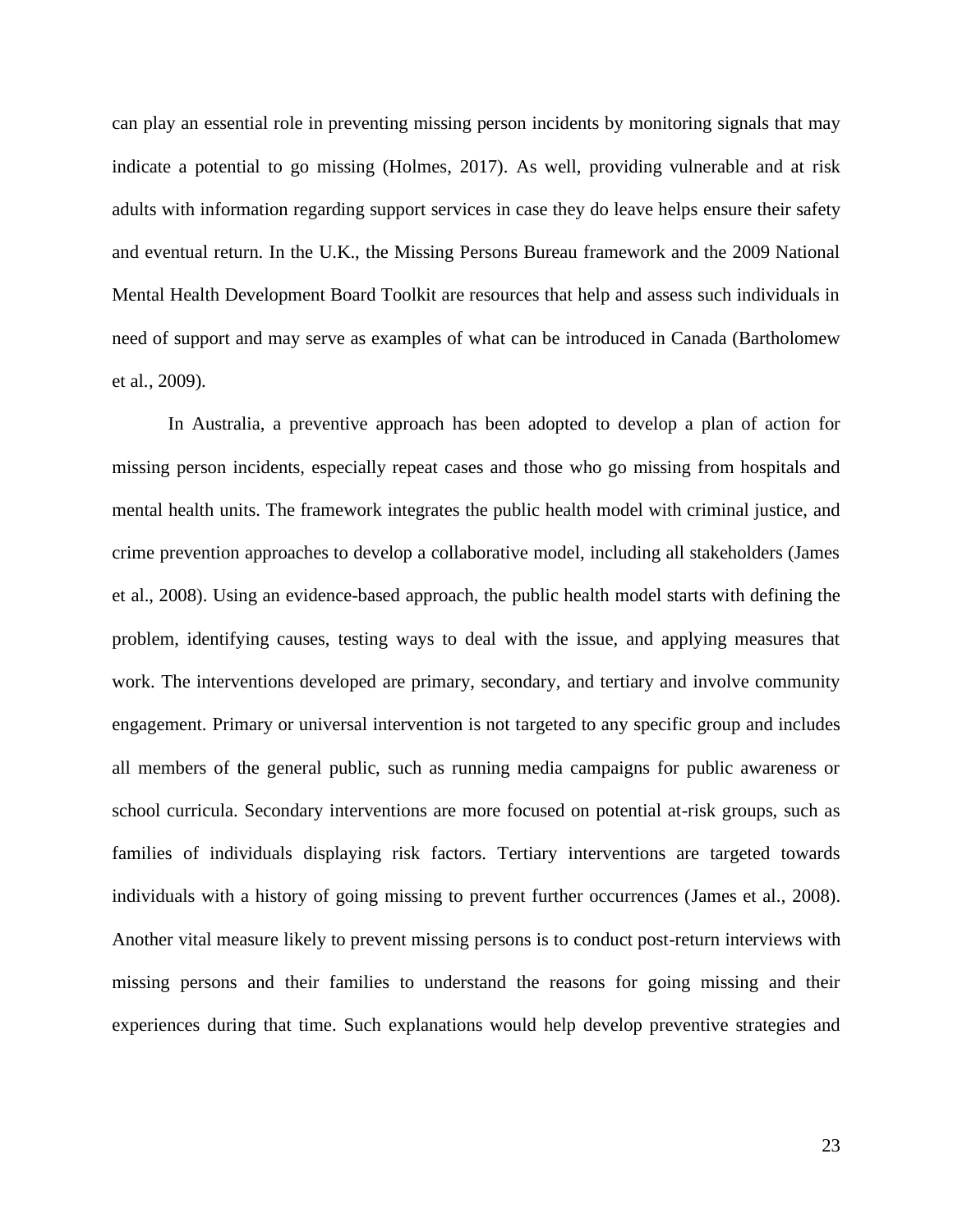can play an essential role in preventing missing person incidents by monitoring signals that may indicate a potential to go missing (Holmes, 2017). As well, providing vulnerable and at risk adults with information regarding support services in case they do leave helps ensure their safety and eventual return. In the U.K., the Missing Persons Bureau framework and the 2009 National Mental Health Development Board Toolkit are resources that help and assess such individuals in need of support and may serve as examples of what can be introduced in Canada (Bartholomew et al., 2009).

In Australia, a preventive approach has been adopted to develop a plan of action for missing person incidents, especially repeat cases and those who go missing from hospitals and mental health units. The framework integrates the public health model with criminal justice, and crime prevention approaches to develop a collaborative model, including all stakeholders (James et al., 2008). Using an evidence-based approach, the public health model starts with defining the problem, identifying causes, testing ways to deal with the issue, and applying measures that work. The interventions developed are primary, secondary, and tertiary and involve community engagement. Primary or universal intervention is not targeted to any specific group and includes all members of the general public, such as running media campaigns for public awareness or school curricula. Secondary interventions are more focused on potential at-risk groups, such as families of individuals displaying risk factors. Tertiary interventions are targeted towards individuals with a history of going missing to prevent further occurrences (James et al., 2008). Another vital measure likely to prevent missing persons is to conduct post-return interviews with missing persons and their families to understand the reasons for going missing and their experiences during that time. Such explanations would help develop preventive strategies and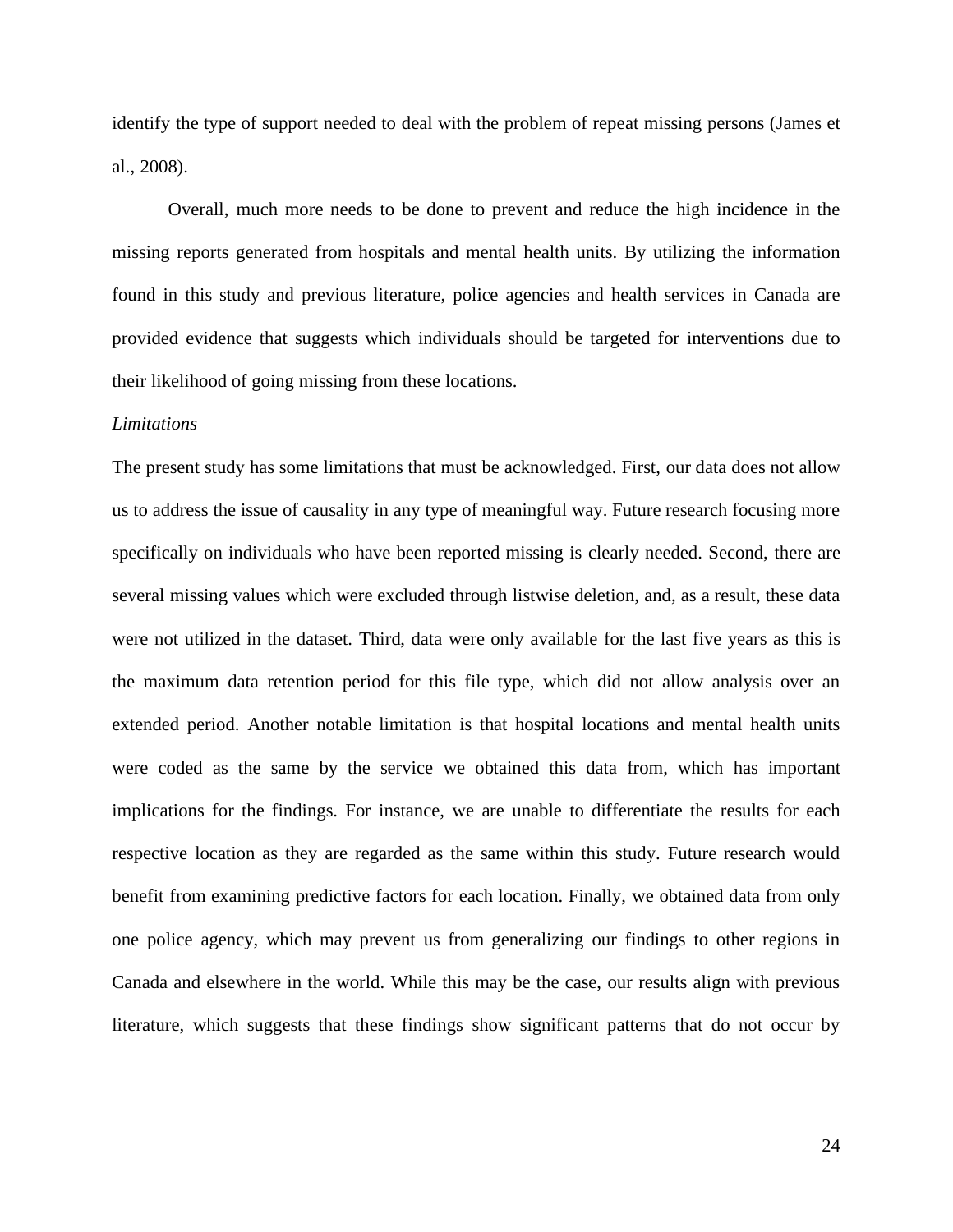identify the type of support needed to deal with the problem of repeat missing persons (James et al., 2008).

Overall, much more needs to be done to prevent and reduce the high incidence in the missing reports generated from hospitals and mental health units. By utilizing the information found in this study and previous literature, police agencies and health services in Canada are provided evidence that suggests which individuals should be targeted for interventions due to their likelihood of going missing from these locations.

*Limitations*

The present study has some limitations that must be acknowledged. First, our data does not allow us to address the issue of causality in any type of meaningful way. Future research focusing more specifically on individuals who have been reported missing is clearly needed. Second, there are several missing values which were excluded through listwise deletion, and, as a result, these data were not utilized in the dataset. Third, data were only available for the last five years as this is the maximum data retention period for this file type, which did not allow analysis over an extended period. Another notable limitation is that hospital locations and mental health units were coded as the same by the service we obtained this data from, which has important implications for the findings. For instance, we are unable to differentiate the results for each respective location as they are regarded as the same within this study. Future research would benefit from examining predictive factors for each location. Finally, we obtained data from only one police agency, which may prevent us from generalizing our findings to other regions in Canada and elsewhere in the world. While this may be the case, our results align with previous literature, which suggests that these findings show significant patterns that do not occur by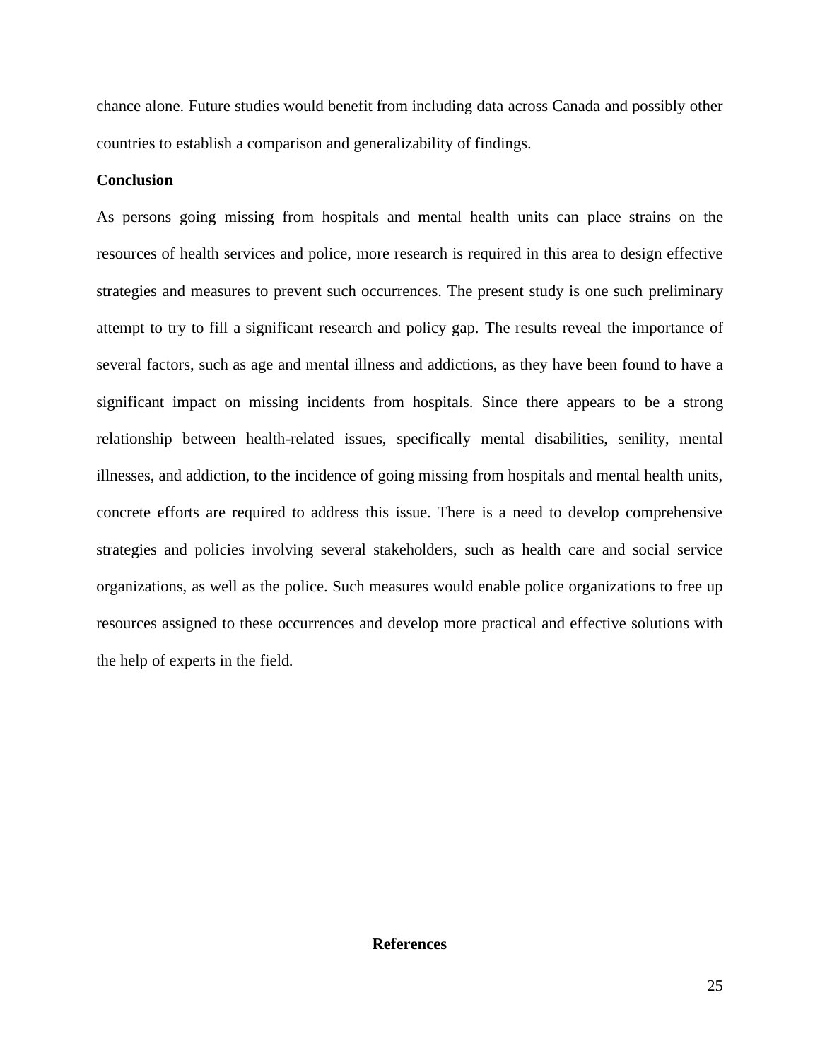chance alone. Future studies would benefit from including data across Canada and possibly other countries to establish a comparison and generalizability of findings.

**Conclusion**

As persons going missing from hospitals and mental health units can place strains on the resources of health services and police, more research is required in this area to design effective strategies and measures to prevent such occurrences. The present study is one such preliminary attempt to try to fill a significant research and policy gap. The results reveal the importance of several factors, such as age and mental illness and addictions, as they have been found to have a significant impact on missing incidents from hospitals. Since there appears to be a strong relationship between health-related issues, specifically mental disabilities, senility, mental illnesses, and addiction, to the incidence of going missing from hospitals and mental health units, concrete efforts are required to address this issue. There is a need to develop comprehensive strategies and policies involving several stakeholders, such as health care and social service organizations, as well as the police. Such measures would enable police organizations to free up resources assigned to these occurrences and develop more practical and effective solutions with the help of experts in the field.

## References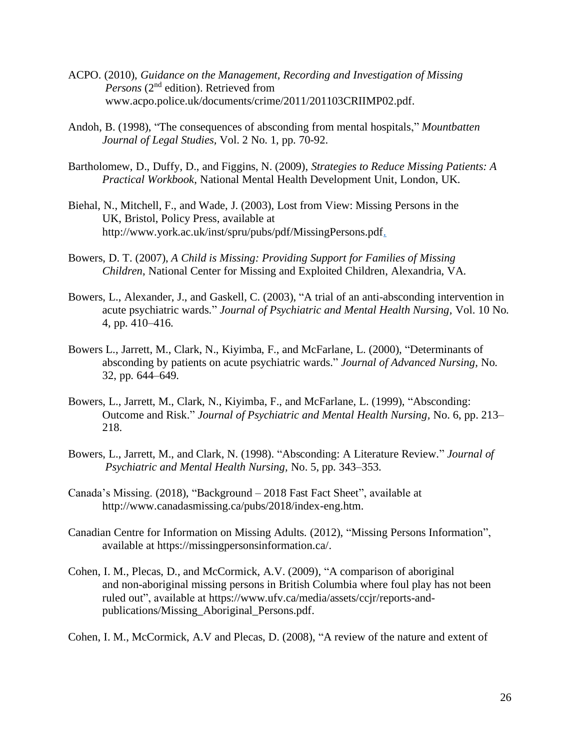ACPO. (2010), *Guidance on the Management, Recording and Investigation of Missing Persons* (2nd edition). Retrieved from www.acpo.police.uk/documents/crime/2011/201103CRIIMP02.pdf.

Andoh, B. (1998), "The consequences of absconding from mental hospitals," *Mountbatten Journal of Legal Studies*, Vol. 2 No. 1, pp. 70-92.

Bartholomew, D., Duffy, D., and Figgins, N. (2009), *Strategies to Reduce Missing Patients: A Practical Workbook*, National Mental Health Development Unit, London, UK.

Biehal, N., Mitchell, F., and Wade, J. (2003), Lost from View: Missing Persons in the UK, Bristol, Policy Press, available at http://www.york.ac.uk/inst/spru/pubs/pdf/MissingPersons.pdf.

Bowers, D. T. (2007), *A Child is Missing: Providing Support for Families of Missing Children*, National Center for Missing and Exploited Children, Alexandria, VA.

Bowers, L., Alexander, J., and Gaskell, C. (2003), "A trial of an anti-absconding intervention in acute psychiatric wards." *Journal of Psychiatric and Mental Health Nursing*, Vol. 10 No. 4, pp. 410–416.

Bowers L., Jarrett, M., Clark, N., Kiyimba, F., and McFarlane, L. (2000), "Determinants of absconding by patients on acute psychiatric wards." *Journal of Advanced Nursing*, No. 32, pp. 644–649.

Bowers, L., Jarrett, M., Clark, N., Kiyimba, F., and McFarlane, L. (1999), "Absconding: Outcome and Risk." *Journal of Psychiatric and Mental Health Nursing*, No. 6, pp. 213–218.

Bowers, L., Jarrett, M., and Clark, N. (1998). "Absconding: A Literature Review." *Journal of Psychiatric and Mental Health Nursing*, No. 5, pp. 343–353.

Canada's Missing. (2018), "Background – 2018 Fast Fact Sheet", available at http://www.canadasmissing.ca/pubs/2018/index-eng.htm.

Canadian Centre for Information on Missing Adults. (2012), "Missing Persons Information", available at https://missingpersonsinformation.ca/.

Cohen, I. M., Plecas, D., and McCormick, A.V. (2009), "A comparison of aboriginal and non-aboriginal missing persons in British Columbia where foul play has not been ruled out", available at https://www.ufv.ca/media/assets/ccjr/reports-and-publications/Missing_Aboriginal_Persons.pdf.

Cohen, I. M., McCormick, A.V and Plecas, D. (2008), "A review of the nature and extent of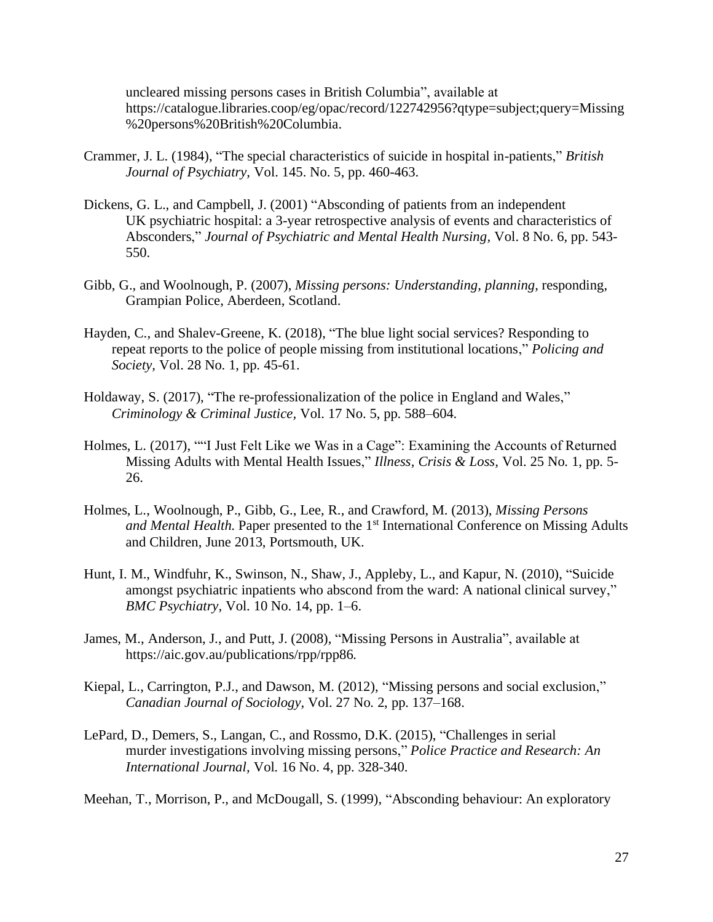uncleared missing persons cases in British Columbia", available at https://catalogue.libraries.coop/eg/opac/record/122742956?qtype=subject;query=Missing%20persons%20British%20Columbia.

Crammer, J. L. (1984), "The special characteristics of suicide in hospital in-patients," *British Journal of Psychiatry,* Vol. 145. No. 5, pp. 460-463.

Dickens, G. L., and Campbell, J. (2001) "Absconding of patients from an independent UK psychiatric hospital: a 3-year retrospective analysis of events and characteristics of Absconders," *Journal of Psychiatric and Mental Health Nursing,* Vol. 8 No. 6, pp. 543-550.

Gibb, G., and Woolnough, P. (2007), *Missing persons: Understanding, planning,* responding, Grampian Police, Aberdeen, Scotland.

Hayden, C., and Shalev-Greene, K. (2018), "The blue light social services? Responding to repeat reports to the police of people missing from institutional locations," *Policing and Society,* Vol. 28 No. 1, pp. 45-61.

Holdaway, S. (2017), "The re-professionalization of the police in England and Wales," *Criminology & Criminal Justice,* Vol. 17 No. 5, pp. 588–604.

Holmes, L. (2017), ""I Just Felt Like we Was in a Cage": Examining the Accounts of Returned Missing Adults with Mental Health Issues," *Illness, Crisis & Loss,* Vol. 25 No. 1, pp. 5-26.

Holmes, L., Woolnough, P., Gibb, G., Lee, R., and Crawford, M. (2013), *Missing Persons and Mental Health.* Paper presented to the 1st International Conference on Missing Adults and Children, June 2013, Portsmouth, UK.

Hunt, I. M., Windfuhr, K., Swinson, N., Shaw, J., Appleby, L., and Kapur, N. (2010), "Suicide amongst psychiatric inpatients who abscond from the ward: A national clinical survey," *BMC Psychiatry,* Vol. 10 No. 14, pp. 1–6.

James, M., Anderson, J., and Putt, J. (2008), "Missing Persons in Australia", available at https://aic.gov.au/publications/rpp/rpp86.

Kiepal, L., Carrington, P.J., and Dawson, M. (2012), "Missing persons and social exclusion," *Canadian Journal of Sociology,* Vol. 27 No. 2, pp. 137–168.

LePard, D., Demers, S., Langan, C., and Rossmo, D.K. (2015), "Challenges in serial murder investigations involving missing persons," *Police Practice and Research: An International Journal,* Vol. 16 No. 4, pp. 328-340.

Meehan, T., Morrison, P., and McDougall, S. (1999), "Absconding behaviour: An exploratory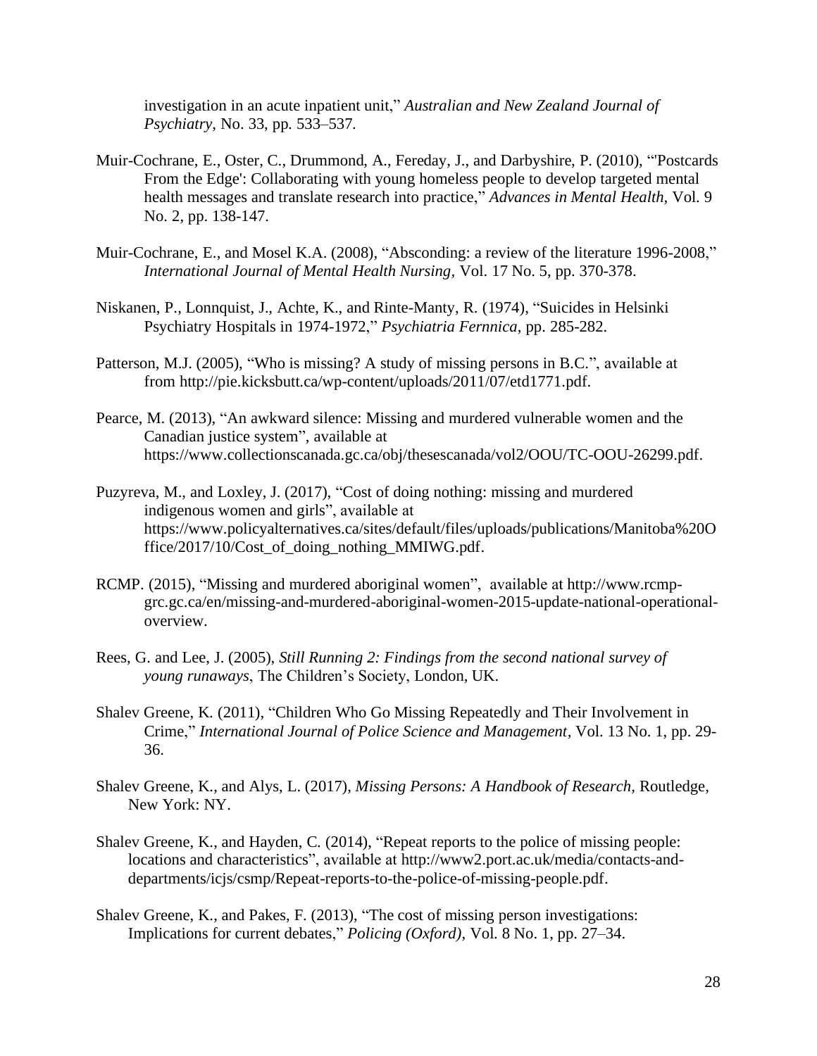investigation in an acute inpatient unit," *Australian and New Zealand Journal of Psychiatry*, No. 33, pp. 533–537.

Muir-Cochrane, E., Oster, C., Drummond, A., Fereday, J., and Darbyshire, P. (2010), "'Postcards From the Edge': Collaborating with young homeless people to develop targeted mental health messages and translate research into practice," *Advances in Mental Health*, Vol. 9 No. 2, pp. 138-147.

Muir-Cochrane, E., and Mosel K.A. (2008), "Absconding: a review of the literature 1996-2008," *International Journal of Mental Health Nursing*, Vol. 17 No. 5, pp. 370-378.

Niskanen, P., Lonnquist, J., Achte, K., and Rinte-Manty, R. (1974), "Suicides in Helsinki Psychiatry Hospitals in 1974-1972," *Psychiatria Fernnica*, pp. 285-282.

Patterson, M.J. (2005), "Who is missing? A study of missing persons in B.C.", available at from http://pie.kicksbutt.ca/wp-content/uploads/2011/07/etd1771.pdf.

Pearce, M. (2013), "An awkward silence: Missing and murdered vulnerable women and the Canadian justice system", available at https://www.collectionscanada.gc.ca/obj/thesescanada/vol2/OOU/TC-OOU-26299.pdf.

Puzyreva, M., and Loxley, J. (2017), "Cost of doing nothing: missing and murdered indigenous women and girls", available at https://www.policyalternatives.ca/sites/default/files/uploads/publications/Manitoba%20Office/2017/10/Cost_of_doing_nothing_MMIWG.pdf.

RCMP. (2015), "Missing and murdered aboriginal women", available at http://www.rcmp-grc.gc.ca/en/missing-and-murdered-aboriginal-women-2015-update-national-operational-overview.

Rees, G. and Lee, J. (2005), *Still Running 2: Findings from the second national survey of young runaways*, The Children's Society, London, UK.

Shalev Greene, K. (2011), "Children Who Go Missing Repeatedly and Their Involvement in Crime," *International Journal of Police Science and Management*, Vol. 13 No. 1, pp. 29-36.

Shalev Greene, K., and Alys, L. (2017), *Missing Persons: A Handbook of Research*, Routledge, New York: NY.

Shalev Greene, K., and Hayden, C. (2014), "Repeat reports to the police of missing people: locations and characteristics", available at http://www2.port.ac.uk/media/contacts-and-departments/icjs/csmp/Repeat-reports-to-the-police-of-missing-people.pdf.

Shalev Greene, K., and Pakes, F. (2013), "The cost of missing person investigations: Implications for current debates," *Policing (Oxford)*, Vol. 8 No. 1, pp. 27–34.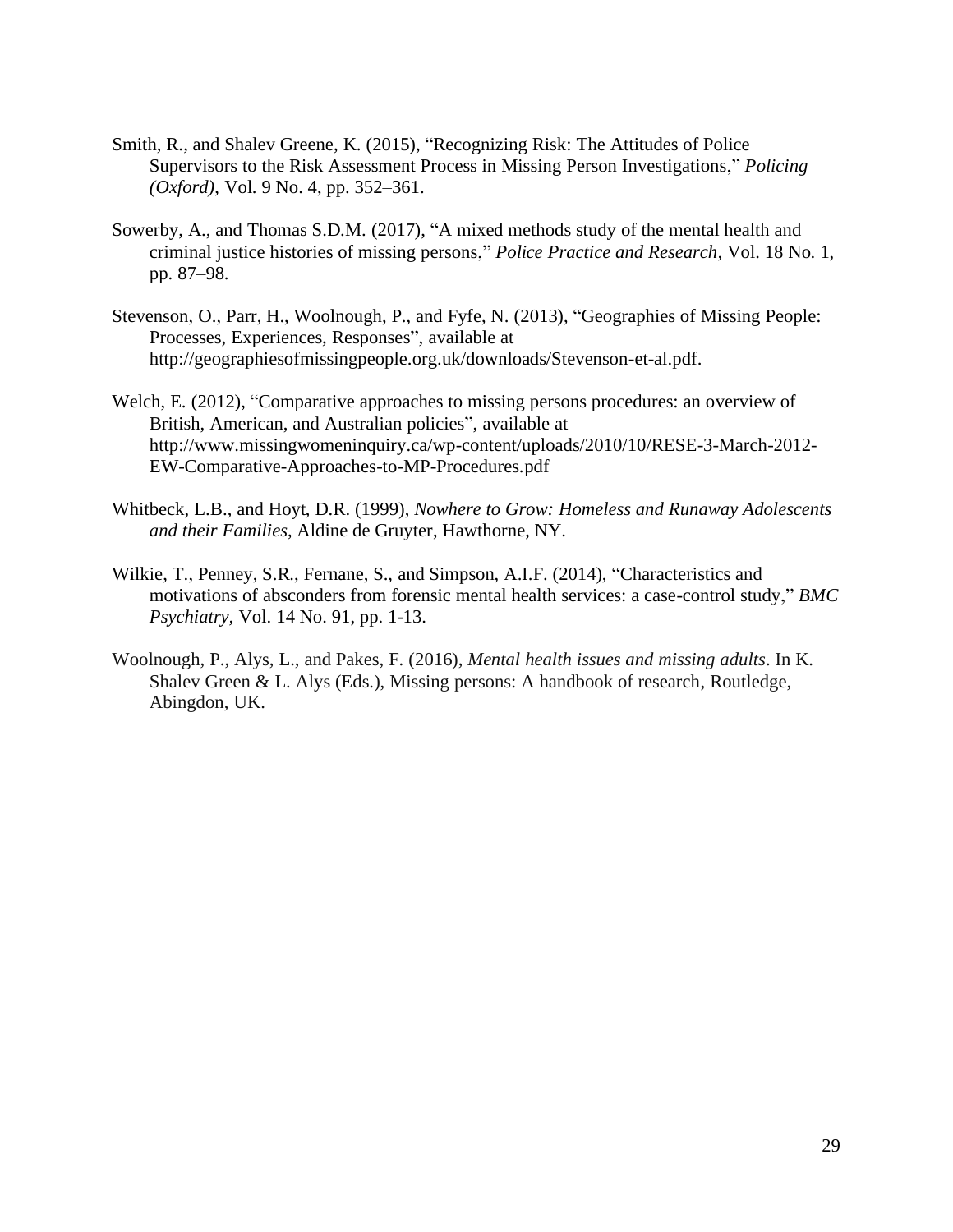Smith, R., and Shalev Greene, K. (2015), "Recognizing Risk: The Attitudes of Police Supervisors to the Risk Assessment Process in Missing Person Investigations," *Policing (Oxford)*, Vol. 9 No. 4, pp. 352–361.

Sowerby, A., and Thomas S.D.M. (2017), "A mixed methods study of the mental health and criminal justice histories of missing persons," *Police Practice and Research*, Vol. 18 No. 1, pp. 87–98.

Stevenson, O., Parr, H., Woolnough, P., and Fyfe, N. (2013), "Geographies of Missing People: Processes, Experiences, Responses", available at http://geographiesofmissingpeople.org.uk/downloads/Stevenson-et-al.pdf.

Welch, E. (2012), "Comparative approaches to missing persons procedures: an overview of British, American, and Australian policies", available at http://www.missingwomeninquiry.ca/wp-content/uploads/2010/10/RESE-3-March-2012-EW-Comparative-Approaches-to-MP-Procedures.pdf

Whitbeck, L.B., and Hoyt, D.R. (1999), *Nowhere to Grow: Homeless and Runaway Adolescents and their Families*, Aldine de Gruyter, Hawthorne, NY.

Wilkie, T., Penney, S.R., Fernane, S., and Simpson, A.I.F. (2014), "Characteristics and motivations of absconders from forensic mental health services: a case-control study," *BMC Psychiatry*, Vol. 14 No. 91, pp. 1-13.

Woolnough, P., Alys, L., and Pakes, F. (2016), *Mental health issues and missing adults*. In K. Shalev Green & L. Alys (Eds.), Missing persons: A handbook of research, Routledge, Abingdon, UK.